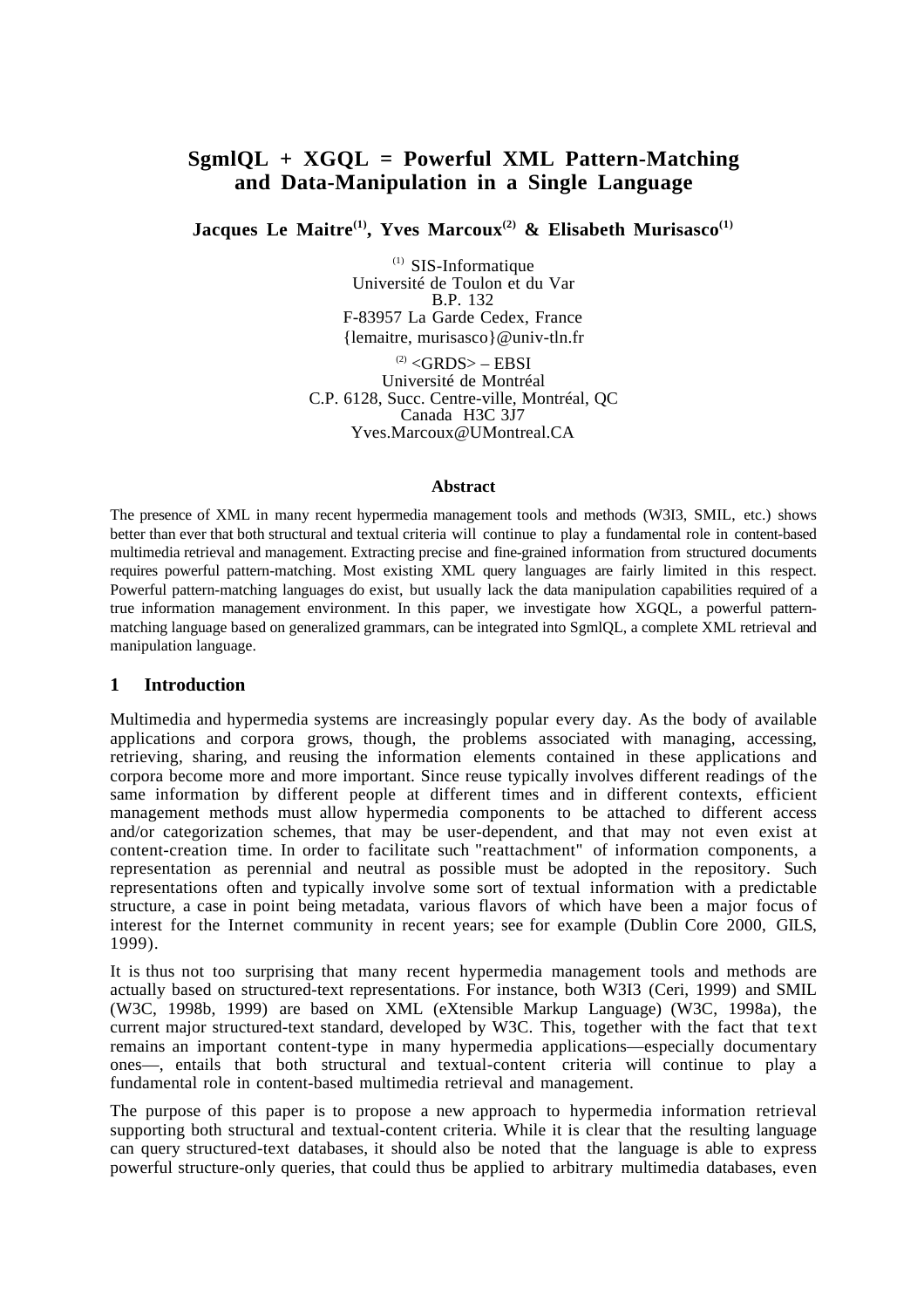# SgmlQL + XGQL = Powerful XML Pattern-Matching and Data-Manipulation in a Single Language

**Jacques Le Maitre[(1)], Yves Marcoux[(2)] & Elisabeth Murisasco[(1)]**

[(1)] SIS-Informatique
Université de Toulon et du Var
B.P. 132
F-83957 La Garde Cedex, France
{lemaitre, murisasco}@univ-tln.fr

[(2)] <GRDS> – EBSI
Université de Montréal
C.P. 6128, Succ. Centre-ville, Montréal, QC
Canada H3C 3J7
Yves.Marcoux@UMontreal.CA

### Abstract

The presence of XML in many recent hypermedia management tools and methods (W3I3, SMIL, etc.) shows better than ever that both structural and textual criteria will continue to play a fundamental role in content-based multimedia retrieval and management. Extracting precise and fine-grained information from structured documents requires powerful pattern-matching. Most existing XML query languages are fairly limited in this respect. Powerful pattern-matching languages do exist, but usually lack the data manipulation capabilities required of a true information management environment. In this paper, we investigate how XGQL, a powerful pattern-matching language based on generalized grammars, can be integrated into SgmlQL, a complete XML retrieval and manipulation language.

## 1 Introduction

Multimedia and hypermedia systems are increasingly popular every day. As the body of available applications and corpora grows, though, the problems associated with managing, accessing, retrieving, sharing, and reusing the information elements contained in these applications and corpora become more and more important. Since reuse typically involves different readings of the same information by different people at different times and in different contexts, efficient management methods must allow hypermedia components to be attached to different access and/or categorization schemes, that may be user-dependent, and that may not even exist at content-creation time. In order to facilitate such "reattachment" of information components, a representation as perennial and neutral as possible must be adopted in the repository. Such representations often and typically involve some sort of textual information with a predictable structure, a case in point being metadata, various flavors of which have been a major focus of interest for the Internet community in recent years; see for example (Dublin Core 2000, GILS, 1999).

It is thus not too surprising that many recent hypermedia management tools and methods are actually based on structured-text representations. For instance, both W3I3 (Ceri, 1999) and SMIL (W3C, 1998b, 1999) are based on XML (eXtensible Markup Language) (W3C, 1998a), the current major structured-text standard, developed by W3C. This, together with the fact that text remains an important content-type in many hypermedia applications—especially documentary ones—, entails that both structural and textual-content criteria will continue to play a fundamental role in content-based multimedia retrieval and management.

The purpose of this paper is to propose a new approach to hypermedia information retrieval supporting both structural and textual-content criteria. While it is clear that the resulting language can query structured-text databases, it should also be noted that the language is able to express powerful structure-only queries, that could thus be applied to arbitrary multimedia databases, even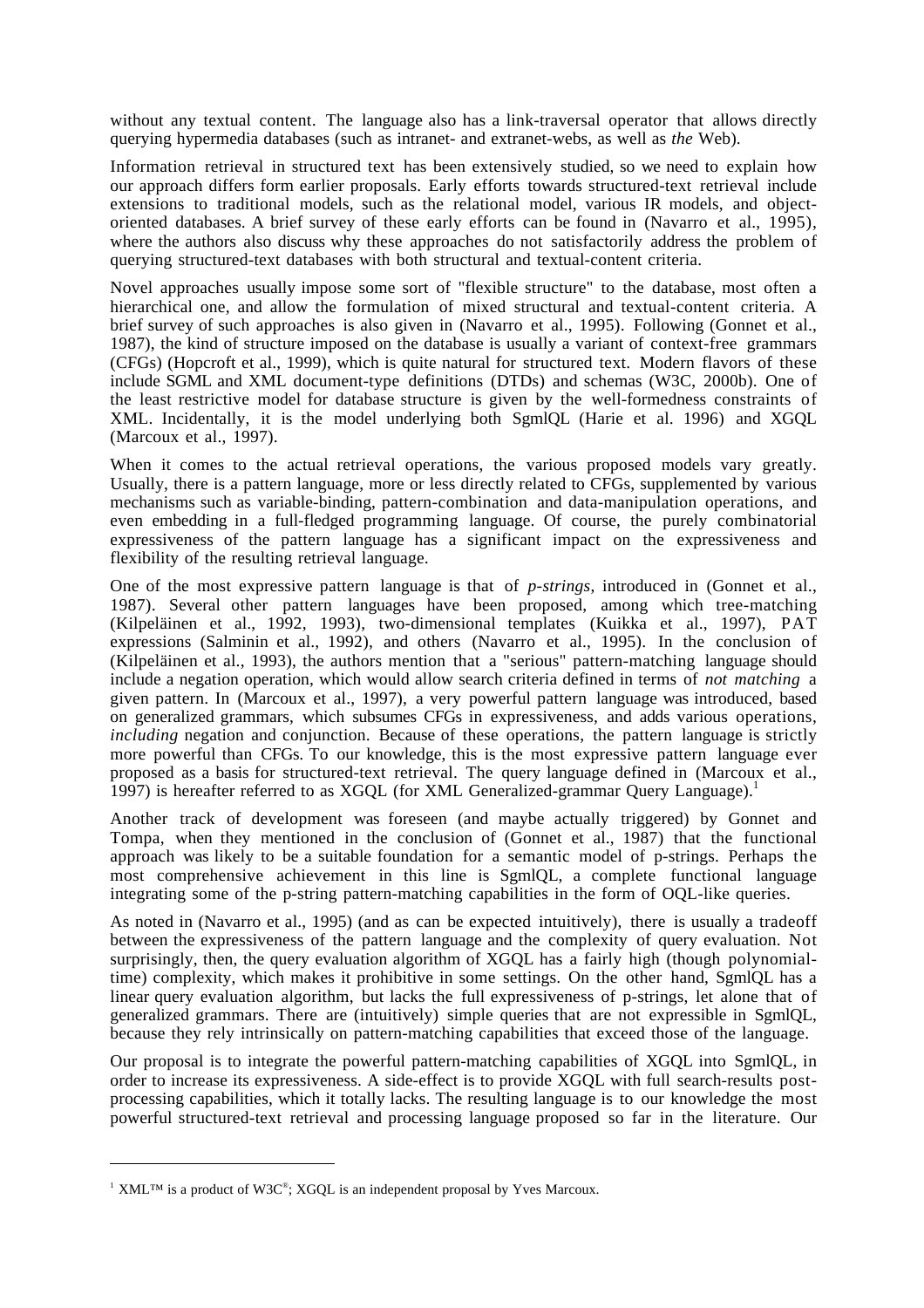without any textual content. The language also has a link-traversal operator that allows directly querying hypermedia databases (such as intranet- and extranet-webs, as well as *the* Web).

Information retrieval in structured text has been extensively studied, so we need to explain how our approach differs form earlier proposals. Early efforts towards structured-text retrieval include extensions to traditional models, such as the relational model, various IR models, and object-oriented databases. A brief survey of these early efforts can be found in (Navarro et al., 1995), where the authors also discuss why these approaches do not satisfactorily address the problem of querying structured-text databases with both structural and textual-content criteria.

Novel approaches usually impose some sort of "flexible structure" to the database, most often a hierarchical one, and allow the formulation of mixed structural and textual-content criteria. A brief survey of such approaches is also given in (Navarro et al., 1995). Following (Gonnet et al., 1987), the kind of structure imposed on the database is usually a variant of context-free grammars (CFGs) (Hopcroft et al., 1999), which is quite natural for structured text. Modern flavors of these include SGML and XML document-type definitions (DTDs) and schemas (W3C, 2000b). One of the least restrictive model for database structure is given by the well-formedness constraints of XML. Incidentally, it is the model underlying both SgmlQL (Harie et al. 1996) and XGQL (Marcoux et al., 1997).

When it comes to the actual retrieval operations, the various proposed models vary greatly. Usually, there is a pattern language, more or less directly related to CFGs, supplemented by various mechanisms such as variable-binding, pattern-combination and data-manipulation operations, and even embedding in a full-fledged programming language. Of course, the purely combinatorial expressiveness of the pattern language has a significant impact on the expressiveness and flexibility of the resulting retrieval language.

One of the most expressive pattern language is that of *p-strings*, introduced in (Gonnet et al., 1987). Several other pattern languages have been proposed, among which tree-matching (Kilpeläinen et al., 1992, 1993), two-dimensional templates (Kuikka et al., 1997), PAT expressions (Salminin et al., 1992), and others (Navarro et al., 1995). In the conclusion of (Kilpeläinen et al., 1993), the authors mention that a "serious" pattern-matching language should include a negation operation, which would allow search criteria defined in terms of *not matching* a given pattern. In (Marcoux et al., 1997), a very powerful pattern language was introduced, based on generalized grammars, which subsumes CFGs in expressiveness, and adds various operations, *including* negation and conjunction. Because of these operations, the pattern language is strictly more powerful than CFGs. To our knowledge, this is the most expressive pattern language ever proposed as a basis for structured-text retrieval. The query language defined in (Marcoux et al., 1997) is hereafter referred to as XGQL (for XML Generalized-grammar Query Language).[1]

Another track of development was foreseen (and maybe actually triggered) by Gonnet and Tompa, when they mentioned in the conclusion of (Gonnet et al., 1987) that the functional approach was likely to be a suitable foundation for a semantic model of p-strings. Perhaps the most comprehensive achievement in this line is SgmlQL, a complete functional language integrating some of the p-string pattern-matching capabilities in the form of OQL-like queries.

As noted in (Navarro et al., 1995) (and as can be expected intuitively), there is usually a tradeoff between the expressiveness of the pattern language and the complexity of query evaluation. Not surprisingly, then, the query evaluation algorithm of XGQL has a fairly high (though polynomial-time) complexity, which makes it prohibitive in some settings. On the other hand, SgmlQL has a linear query evaluation algorithm, but lacks the full expressiveness of p-strings, let alone that of generalized grammars. There are (intuitively) simple queries that are not expressible in SgmlQL, because they rely intrinsically on pattern-matching capabilities that exceed those of the language.

Our proposal is to integrate the powerful pattern-matching capabilities of XGQL into SgmlQL, in order to increase its expressiveness. A side-effect is to provide XGQL with full search-results post-processing capabilities, which it totally lacks. The resulting language is to our knowledge the most powerful structured-text retrieval and processing language proposed so far in the literature. Our

[1] XML™ is a product of W3C®; XGQL is an independent proposal by Yves Marcoux.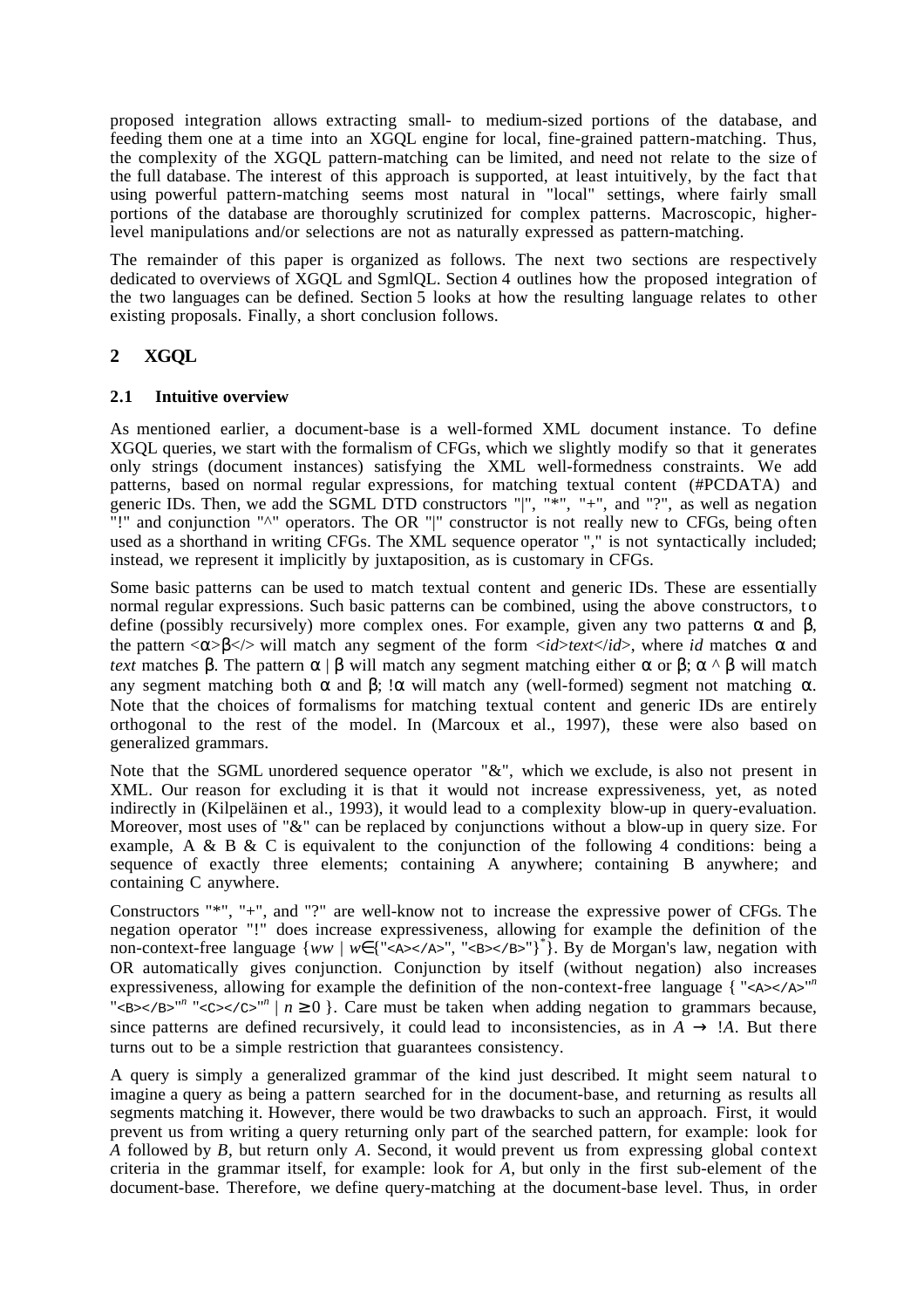proposed integration allows extracting small- to medium-sized portions of the database, and feeding them one at a time into an XGQL engine for local, fine-grained pattern-matching. Thus, the complexity of the XGQL pattern-matching can be limited, and need not relate to the size of the full database. The interest of this approach is supported, at least intuitively, by the fact that using powerful pattern-matching seems most natural in "local" settings, where fairly small portions of the database are thoroughly scrutinized for complex patterns. Macroscopic, higher-level manipulations and/or selections are not as naturally expressed as pattern-matching.

The remainder of this paper is organized as follows. The next two sections are respectively dedicated to overviews of XGQL and SgmlQL. Section 4 outlines how the proposed integration of the two languages can be defined. Section 5 looks at how the resulting language relates to other existing proposals. Finally, a short conclusion follows.

## 2 XGQL

### 2.1 Intuitive overview

As mentioned earlier, a document-base is a well-formed XML document instance. To define XGQL queries, we start with the formalism of CFGs, which we slightly modify so that it generates only strings (document instances) satisfying the XML well-formedness constraints. We add patterns, based on normal regular expressions, for matching textual content (#PCDATA) and generic IDs. Then, we add the SGML DTD constructors "|", "*", "+", and "?", as well as negation "!" and conjunction "^" operators. The OR "|" constructor is not really new to CFGs, being often used as a shorthand in writing CFGs. The XML sequence operator "," is not syntactically included; instead, we represent it implicitly by juxtaposition, as is customary in CFGs.

Some basic patterns can be used to match textual content and generic IDs. These are essentially normal regular expressions. Such basic patterns can be combined, using the above constructors, to define (possibly recursively) more complex ones. For example, given any two patterns $\alpha$ and $\beta$, the pattern <$\alpha$>$\beta$</> will match any segment of the form <*id*>*text*</*id*>, where *id* matches $\alpha$ and *text* matches $\beta$. The pattern $\alpha \mid \beta$ will match any segment matching either $\alpha$ or $\beta$; $\alpha$ ^ $\beta$ will match any segment matching both $\alpha$ and $\beta$; !$\alpha$ will match any (well-formed) segment not matching $\alpha$. Note that the choices of formalisms for matching textual content and generic IDs are entirely orthogonal to the rest of the model. In (Marcoux et al., 1997), these were also based on generalized grammars.

Note that the SGML unordered sequence operator "&", which we exclude, is also not present in XML. Our reason for excluding it is that it would not increase expressiveness, yet, as noted indirectly in (Kilpeläinen et al., 1993), it would lead to a complexity blow-up in query-evaluation. Moreover, most uses of "&" can be replaced by conjunctions without a blow-up in query size. For example, A & B & C is equivalent to the conjunction of the following 4 conditions: being a sequence of exactly three elements; containing A anywhere; containing B anywhere; and containing C anywhere.

Constructors "*", "+", and "?" are well-know not to increase the expressive power of CFGs. The negation operator "!" does increase expressiveness, allowing for example the definition of the non-context-free language $\{ww \mid w \in \{$"`<A></A>`", "`<B></B>`"$\}^*\}$. By de Morgan's law, negation with OR automatically gives conjunction. Conjunction by itself (without negation) also increases expressiveness, allowing for example the definition of the non-context-free language { "`<A></A>`"$^n$ "`<B></B>`"$^n$ "`<C></C>`"$^n$ $\mid n \geq 0$ }. Care must be taken when adding negation to grammars because, since patterns are defined recursively, it could lead to inconsistencies, as in $A \rightarrow\ !A$. But there turns out to be a simple restriction that guarantees consistency.

A query is simply a generalized grammar of the kind just described. It might seem natural to imagine a query as being a pattern searched for in the document-base, and returning as results all segments matching it. However, there would be two drawbacks to such an approach. First, it would prevent us from writing a query returning only part of the searched pattern, for example: look for *A* followed by *B*, but return only *A*. Second, it would prevent us from expressing global context criteria in the grammar itself, for example: look for *A*, but only in the first sub-element of the document-base. Therefore, we define query-matching at the document-base level. Thus, in order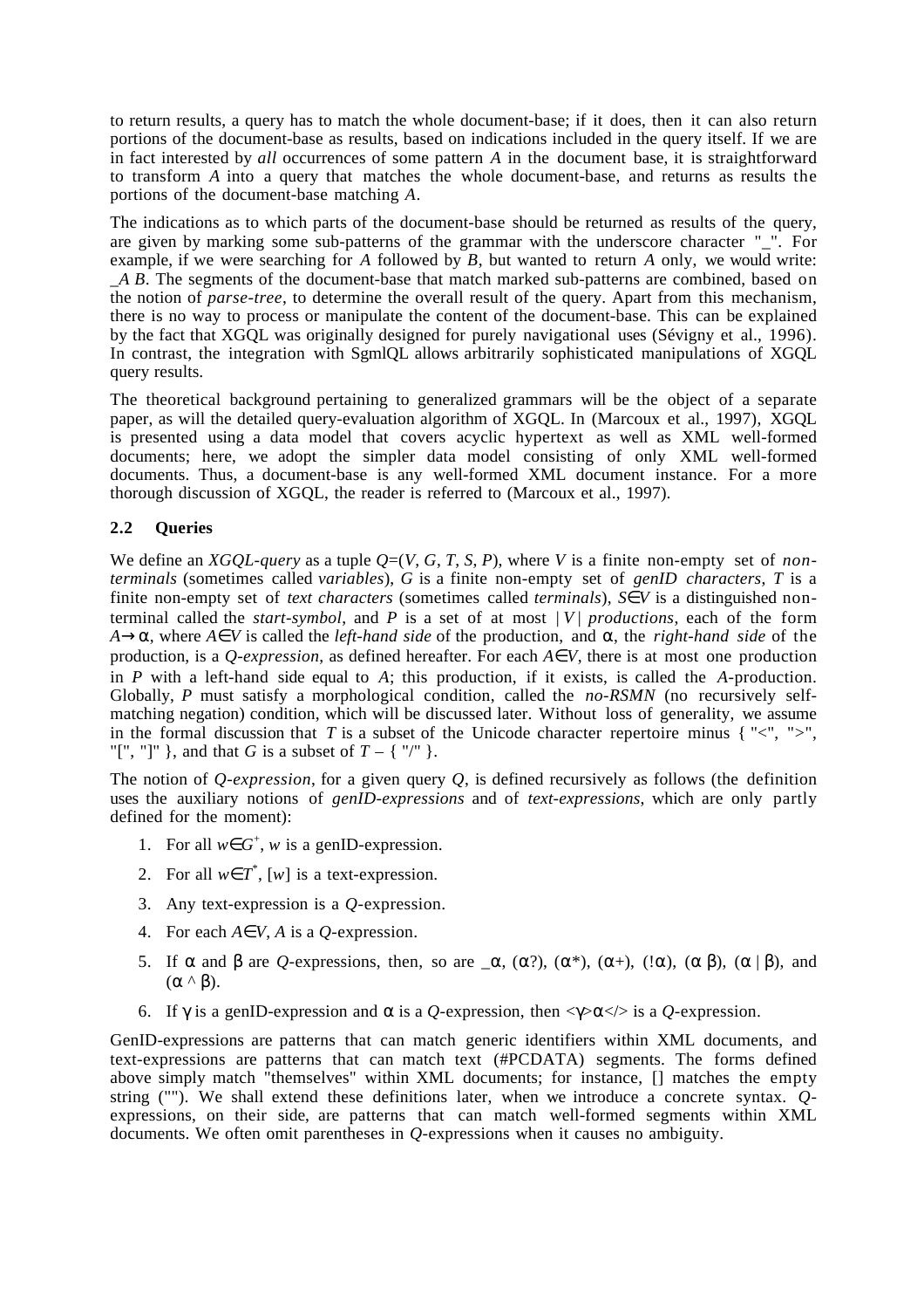to return results, a query has to match the whole document-base; if it does, then it can also return portions of the document-base as results, based on indications included in the query itself. If we are in fact interested by *all* occurrences of some pattern *A* in the document base, it is straightforward to transform *A* into a query that matches the whole document-base, and returns as results the portions of the document-base matching *A*.

The indications as to which parts of the document-base should be returned as results of the query, are given by marking some sub-patterns of the grammar with the underscore character "_". For example, if we were searching for *A* followed by *B*, but wanted to return *A* only, we would write: *_A B*. The segments of the document-base that match marked sub-patterns are combined, based on the notion of *parse-tree*, to determine the overall result of the query. Apart from this mechanism, there is no way to process or manipulate the content of the document-base. This can be explained by the fact that XGQL was originally designed for purely navigational uses (Sévigny et al., 1996). In contrast, the integration with SgmlQL allows arbitrarily sophisticated manipulations of XGQL query results.

The theoretical background pertaining to generalized grammars will be the object of a separate paper, as will the detailed query-evaluation algorithm of XGQL. In (Marcoux et al., 1997), XGQL is presented using a data model that covers acyclic hypertext as well as XML well-formed documents; here, we adopt the simpler data model consisting of only XML well-formed documents. Thus, a document-base is any well-formed XML document instance. For a more thorough discussion of XGQL, the reader is referred to (Marcoux et al., 1997).

### 2.2 Queries

We define an *XGQL-query* as a tuple $Q=(V, G, T, S, P)$, where *V* is a finite non-empty set of *non-terminals* (sometimes called *variables*), *G* is a finite non-empty set of *genID characters*, *T* is a finite non-empty set of *text characters* (sometimes called *terminals*), $S \in V$ is a distinguished non-terminal called the *start-symbol*, and *P* is a set of at most $|V|$ *productions*, each of the form $A \rightarrow \alpha$, where $A \in V$ is called the *left-hand side* of the production, and $\alpha$, the *right-hand side* of the production, is a *Q-expression*, as defined hereafter. For each $A \in V$, there is at most one production in *P* with a left-hand side equal to *A*; this production, if it exists, is called the *A*-production. Globally, *P* must satisfy a morphological condition, called the *no-RSMN* (no recursively self-matching negation) condition, which will be discussed later. Without loss of generality, we assume in the formal discussion that *T* is a subset of the Unicode character repertoire minus { "<", ">", "[", "]" }, and that *G* is a subset of $T$ – { "/" }.

The notion of *Q-expression*, for a given query *Q*, is defined recursively as follows (the definition uses the auxiliary notions of *genID-expressions* and of *text-expressions*, which are only partly defined for the moment):

1. For all $w \in G^+$, *w* is a genID-expression.
2. For all $w \in T^*$, [*w*] is a text-expression.
3. Any text-expression is a *Q*-expression.
4. For each $A \in V$, *A* is a *Q*-expression.
5. If $\alpha$ and $\beta$ are *Q*-expressions, then, so are $\_\alpha$, $(\alpha?)$, $(\alpha*)$, $(\alpha+)$, $(!\alpha)$, $(\alpha\ \beta)$, $(\alpha \mid \beta)$, and $(\alpha \wedge \beta)$.
6. If $\gamma$ is a genID-expression and $\alpha$ is a *Q*-expression, then $<\gamma>\alpha</>$ is a *Q*-expression.

GenID-expressions are patterns that can match generic identifiers within XML documents, and text-expressions are patterns that can match text (#PCDATA) segments. The forms defined above simply match "themselves" within XML documents; for instance, [] matches the empty string (""). We shall extend these definitions later, when we introduce a concrete syntax. *Q*-expressions, on their side, are patterns that can match well-formed segments within XML documents. We often omit parentheses in *Q*-expressions when it causes no ambiguity.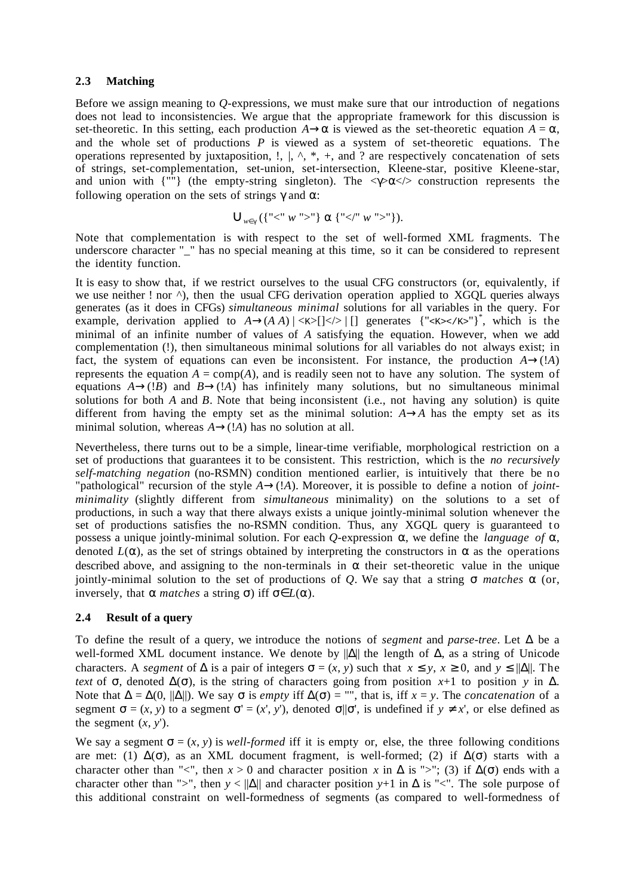### 2.3 Matching

Before we assign meaning to *Q*-expressions, we must make sure that our introduction of negations does not lead to inconsistencies. We argue that the appropriate framework for this discussion is set-theoretic. In this setting, each production $A \rightarrow \alpha$ is viewed as the set-theoretic equation $A = \alpha$, and the whole set of productions *P* is viewed as a system of set-theoretic equations. The operations represented by juxtaposition, !, |, ^, *, +, and ? are respectively concatenation of sets of strings, set-complementation, set-union, set-intersection, Kleene-star, positive Kleene-star, and union with {""} (the empty-string singleton). The <γ>α</> construction represents the following operation on the sets of strings γ and α:

$$\bigcup_{w \in \gamma} (\{\text{"<" } w \text{ ">"}\} \ \alpha \ \{\text{"</" } w \text{ ">"}\}).$$

Note that complementation is with respect to the set of well-formed XML fragments. The underscore character "_" has no special meaning at this time, so it can be considered to represent the identity function.

It is easy to show that, if we restrict ourselves to the usual CFG constructors (or, equivalently, if we use neither ! nor ^), then the usual CFG derivation operation applied to XGQL queries always generates (as it does in CFGs) *simultaneous minimal* solutions for all variables in the query. For example, derivation applied to $A \rightarrow (A\ A)$ | <κ>[]</> | [] generates {"<κ></κ>"}$^*$, which is the minimal of an infinite number of values of *A* satisfying the equation. However, when we add complementation (!), then simultaneous minimal solutions for all variables do not always exist; in fact, the system of equations can even be inconsistent. For instance, the production $A \rightarrow (!A)$ represents the equation $A = \text{comp}(A)$, and is readily seen not to have any solution. The system of equations $A \rightarrow (!B)$ and $B \rightarrow (!A)$ has infinitely many solutions, but no simultaneous minimal solutions for both *A* and *B*. Note that being inconsistent (i.e., not having any solution) is quite different from having the empty set as the minimal solution: $A \rightarrow A$ has the empty set as its minimal solution, whereas $A \rightarrow (!A)$ has no solution at all.

Nevertheless, there turns out to be a simple, linear-time verifiable, morphological restriction on a set of productions that guarantees it to be consistent. This restriction, which is the *no recursively self-matching negation* (no-RSMN) condition mentioned earlier, is intuitively that there be no "pathological" recursion of the style $A \rightarrow (!A)$. Moreover, it is possible to define a notion of *joint-minimality* (slightly different from *simultaneous* minimality) on the solutions to a set of productions, in such a way that there always exists a unique jointly-minimal solution whenever the set of productions satisfies the no-RSMN condition. Thus, any XGQL query is guaranteed to possess a unique jointly-minimal solution. For each *Q*-expression α, we define the *language of* α, denoted $L(\alpha)$, as the set of strings obtained by interpreting the constructors in α as the operations described above, and assigning to the non-terminals in α their set-theoretic value in the unique jointly-minimal solution to the set of productions of *Q*. We say that a string σ *matches* α (or, inversely, that α *matches* a string σ) iff $\sigma \in L(\alpha)$.

### 2.4 Result of a query

To define the result of a query, we introduce the notions of *segment* and *parse-tree*. Let Δ be a well-formed XML document instance. We denote by $\|\Delta\|$ the length of Δ, as a string of Unicode characters. A *segment* of Δ is a pair of integers $\sigma = (x, y)$ such that $x \leq y$, $x \geq 0$, and $y \leq \|\Delta\|$. The *text* of σ, denoted $\Delta(\sigma)$, is the string of characters going from position $x$+1 to position $y$ in Δ. Note that $\Delta = \Delta(0, \|\Delta\|)$. We say σ is *empty* iff $\Delta(\sigma)$ = "", that is, iff $x = y$. The *concatenation* of a segment $\sigma = (x, y)$ to a segment $\sigma' = (x', y')$, denoted $\sigma \| \sigma'$, is undefined if $y \neq x'$, or else defined as the segment $(x, y')$.

We say a segment $\sigma = (x, y)$ is *well-formed* iff it is empty or, else, the three following conditions are met: (1) $\Delta(\sigma)$, as an XML document fragment, is well-formed; (2) if $\Delta(\sigma)$ starts with a character other than "<", then $x > 0$ and character position $x$ in Δ is ">"; (3) if $\Delta(\sigma)$ ends with a character other than ">", then $y < \|\Delta\|$ and character position $y$+1 in Δ is "<". The sole purpose of this additional constraint on well-formedness of segments (as compared to well-formedness of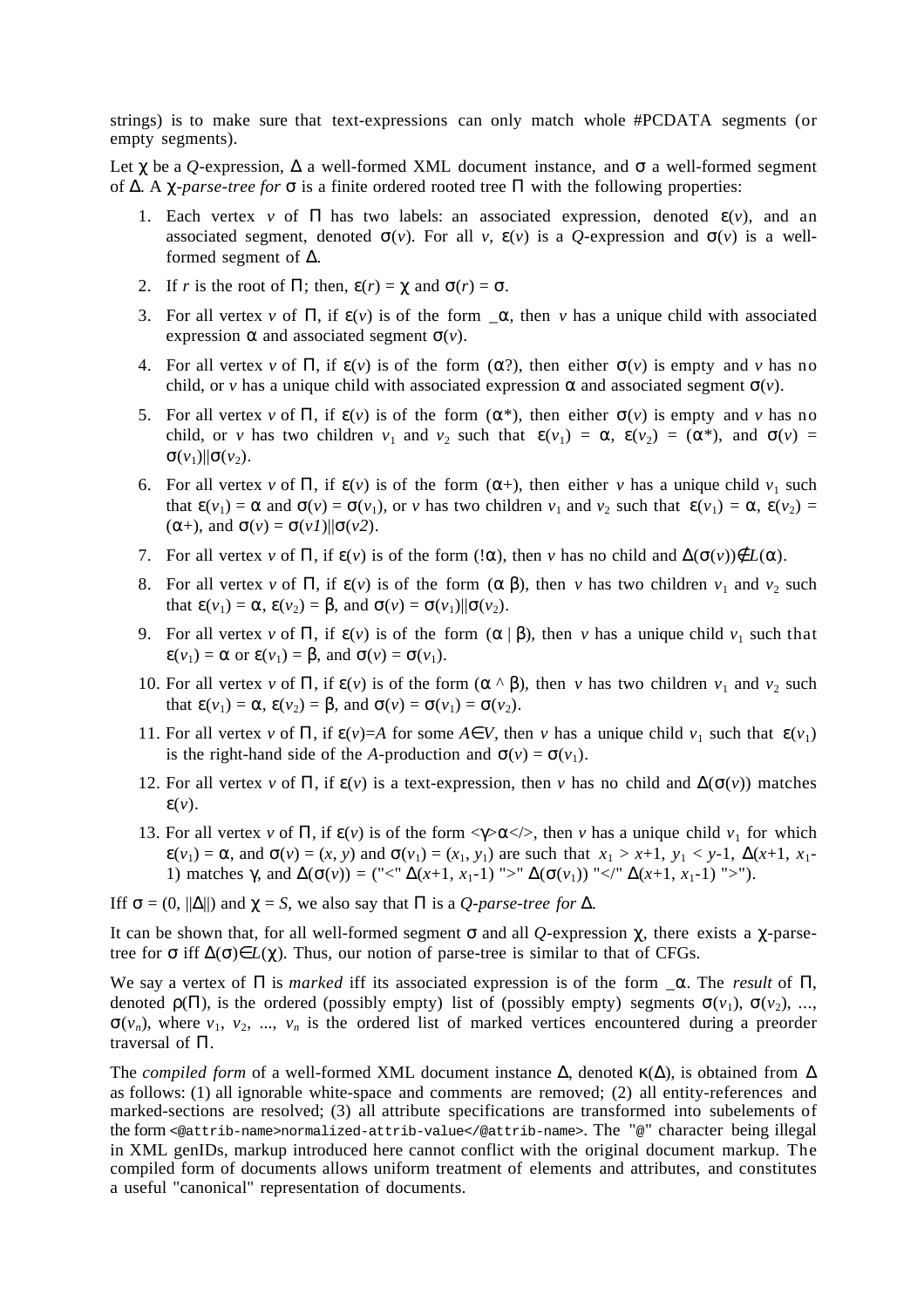strings) is to make sure that text-expressions can only match whole #PCDATA segments (or empty segments).

Let $\chi$ be a *Q*-expression, $\Delta$ a well-formed XML document instance, and $\sigma$ a well-formed segment of $\Delta$. A $\chi$-*parse-tree for* $\sigma$ is a finite ordered rooted tree $\Pi$ with the following properties:

1. Each vertex $v$ of $\Pi$ has two labels: an associated expression, denoted $\varepsilon(v)$, and an associated segment, denoted $\sigma(v)$. For all $v$, $\varepsilon(v)$ is a *Q*-expression and $\sigma(v)$ is a well-formed segment of $\Delta$.
2. If $r$ is the root of $\Pi$; then, $\varepsilon(r) = \chi$ and $\sigma(r) = \sigma$.
3. For all vertex $v$ of $\Pi$, if $\varepsilon(v)$ is of the form $\_\alpha$, then $v$ has a unique child with associated expression $\alpha$ and associated segment $\sigma(v)$.
4. For all vertex $v$ of $\Pi$, if $\varepsilon(v)$ is of the form ($\alpha$?), then either $\sigma(v)$ is empty and $v$ has no child, or $v$ has a unique child with associated expression $\alpha$ and associated segment $\sigma(v)$.
5. For all vertex $v$ of $\Pi$, if $\varepsilon(v)$ is of the form ($\alpha$*), then either $\sigma(v)$ is empty and $v$ has no child, or $v$ has two children $v_1$ and $v_2$ such that $\varepsilon(v_1) = \alpha$, $\varepsilon(v_2) = (\alpha*)$, and $\sigma(v) = \sigma(v_1)||\sigma(v_2)$.
6. For all vertex $v$ of $\Pi$, if $\varepsilon(v)$ is of the form ($\alpha$+), then either $v$ has a unique child $v_1$ such that $\varepsilon(v_1) = \alpha$ and $\sigma(v) = \sigma(v_1)$, or $v$ has two children $v_1$ and $v_2$ such that $\varepsilon(v_1) = \alpha$, $\varepsilon(v_2) = (\alpha+)$, and $\sigma(v) = \sigma(v1)||\sigma(v2)$.
7. For all vertex $v$ of $\Pi$, if $\varepsilon(v)$ is of the form (!$\alpha$), then $v$ has no child and $\Delta(\sigma(v))\notin L(\alpha)$.
8. For all vertex $v$ of $\Pi$, if $\varepsilon(v)$ is of the form ($\alpha$ $\beta$), then $v$ has two children $v_1$ and $v_2$ such that $\varepsilon(v_1) = \alpha$, $\varepsilon(v_2) = \beta$, and $\sigma(v) = \sigma(v_1)||\sigma(v_2)$.
9. For all vertex $v$ of $\Pi$, if $\varepsilon(v)$ is of the form ($\alpha$ | $\beta$), then $v$ has a unique child $v_1$ such that $\varepsilon(v_1) = \alpha$ or $\varepsilon(v_1) = \beta$, and $\sigma(v) = \sigma(v_1)$.
10. For all vertex $v$ of $\Pi$, if $\varepsilon(v)$ is of the form ($\alpha$ ^ $\beta$), then $v$ has two children $v_1$ and $v_2$ such that $\varepsilon(v_1) = \alpha$, $\varepsilon(v_2) = \beta$, and $\sigma(v) = \sigma(v_1) = \sigma(v_2)$.
11. For all vertex $v$ of $\Pi$, if $\varepsilon(v)=A$ for some $A\in V$, then $v$ has a unique child $v_1$ such that $\varepsilon(v_1)$ is the right-hand side of the *A*-production and $\sigma(v) = \sigma(v_1)$.
12. For all vertex $v$ of $\Pi$, if $\varepsilon(v)$ is a text-expression, then $v$ has no child and $\Delta(\sigma(v))$ matches $\varepsilon(v)$.
13. For all vertex $v$ of $\Pi$, if $\varepsilon(v)$ is of the form <$\gamma$>$\alpha$</>, then $v$ has a unique child $v_1$ for which $\varepsilon(v_1) = \alpha$, and $\sigma(v) = (x, y)$ and $\sigma(v_1) = (x_1, y_1)$ are such that $x_1 > x+1$, $y_1 < y-1$, $\Delta(x+1, x_1-1)$ matches $\gamma$, and $\Delta(\sigma(v))$ = ("<" $\Delta(x+1, x_1-1)$ ">" $\Delta(\sigma(v_1))$ "</" $\Delta(x+1, x_1-1)$ ">").

Iff $\sigma = (0, ||\Delta||)$ and $\chi = S$, we also say that $\Pi$ is a *Q-parse-tree for* $\Delta$.

It can be shown that, for all well-formed segment $\sigma$ and all *Q*-expression $\chi$, there exists a $\chi$-parse-tree for $\sigma$ iff $\Delta(\sigma)\in L(\chi)$. Thus, our notion of parse-tree is similar to that of CFGs.

We say a vertex of $\Pi$ is *marked* iff its associated expression is of the form $\_\alpha$. The *result* of $\Pi$, denoted $\rho(\Pi)$, is the ordered (possibly empty) list of (possibly empty) segments $\sigma(v_1)$, $\sigma(v_2)$, ..., $\sigma(v_n)$, where $v_1$, $v_2$, ..., $v_n$ is the ordered list of marked vertices encountered during a preorder traversal of $\Pi$.

The *compiled form* of a well-formed XML document instance $\Delta$, denoted $\kappa(\Delta)$, is obtained from $\Delta$ as follows: (1) all ignorable white-space and comments are removed; (2) all entity-references and marked-sections are resolved; (3) all attribute specifications are transformed into subelements of the form `<@attrib-name>normalized-attrib-value</@attrib-name>`. The "`@`" character being illegal in XML genIDs, markup introduced here cannot conflict with the original document markup. The compiled form of documents allows uniform treatment of elements and attributes, and constitutes a useful "canonical" representation of documents.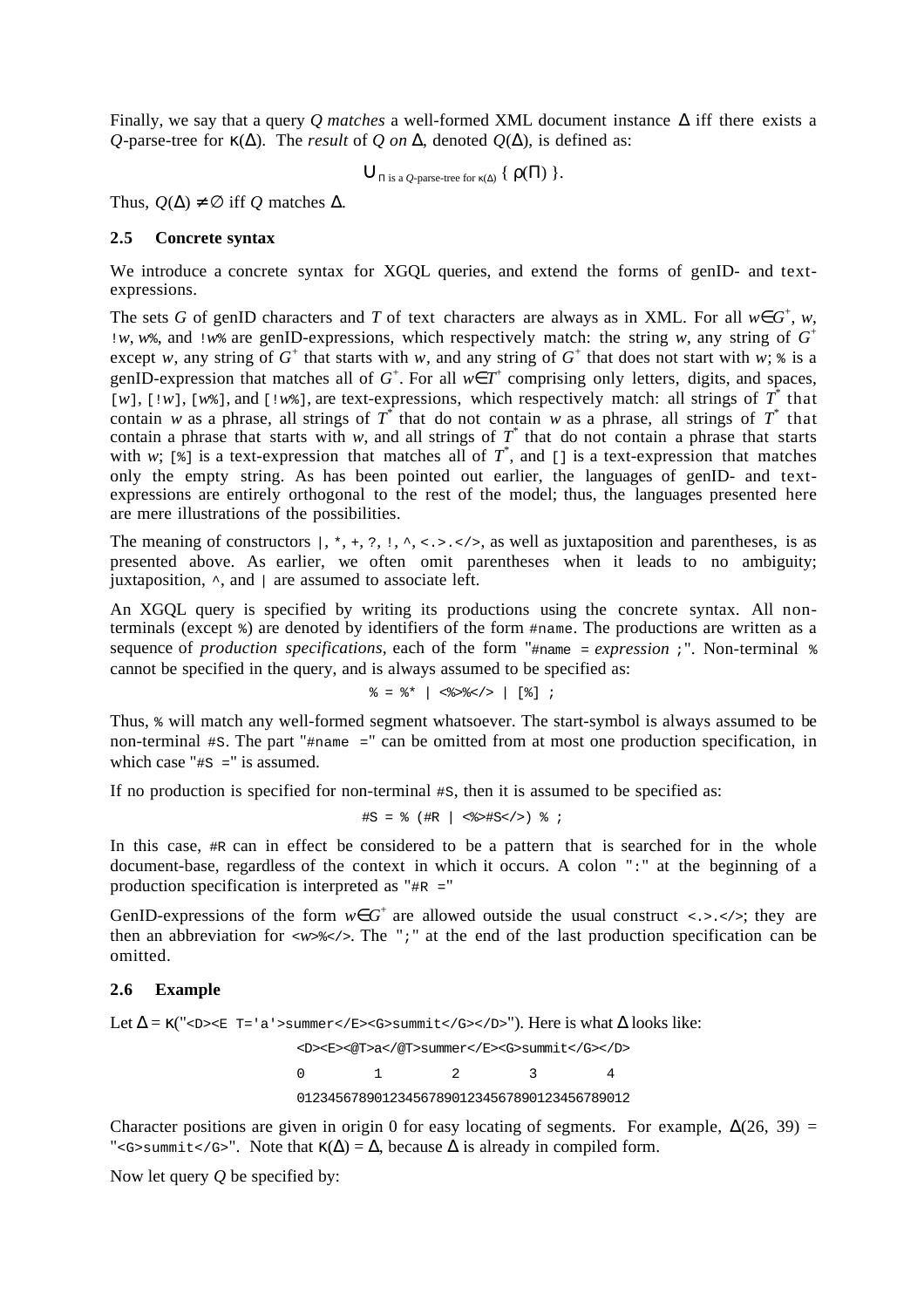Finally, we say that a query *Q* *matches* a well-formed XML document instance $\Delta$ iff there exists a *Q*-parse-tree for $\kappa(\Delta)$. The *result* of *Q on* $\Delta$, denoted $Q(\Delta)$, is defined as:

$$\bigcup_{\Pi \text{ is a } Q\text{-parse-tree for } \kappa(\Delta)} \{ \rho(\Pi) \}.$$

Thus, $Q(\Delta) \neq \emptyset$ iff *Q* matches $\Delta$.

### 2.5 Concrete syntax

We introduce a concrete syntax for XGQL queries, and extend the forms of genID- and text-expressions.

The sets *G* of genID characters and *T* of text characters are always as in XML. For all $w \in G^+$, *w*, `!w`, `w%`, and `!w%` are genID-expressions, which respectively match: the string *w*, any string of $G^+$ except *w*, any string of $G^+$ that starts with *w*, and any string of $G^+$ that does not start with *w*; `%` is a genID-expression that matches all of $G^+$. For all $w \in T^+$ comprising only letters, digits, and spaces, `[w]`, `[!w]`, `[w%]`, and `[!w%]`, are text-expressions, which respectively match: all strings of $T^*$ that contain *w* as a phrase, all strings of $T^*$ that do not contain *w* as a phrase, all strings of $T^*$ that contain a phrase that starts with *w*, and all strings of $T^*$ that do not contain a phrase that starts with *w*; `[%]` is a text-expression that matches all of $T^*$, and `[]` is a text-expression that matches only the empty string. As has been pointed out earlier, the languages of genID- and text-expressions are entirely orthogonal to the rest of the model; thus, the languages presented here are mere illustrations of the possibilities.

The meaning of constructors `|`, `*`, `+`, `?`, `!`, `^`, `<.>.</>`, as well as juxtaposition and parentheses, is as presented above. As earlier, we often omit parentheses when it leads to no ambiguity; juxtaposition, `^`, and `|` are assumed to associate left.

An XGQL query is specified by writing its productions using the concrete syntax. All non-terminals (except `%`) are denoted by identifiers of the form `#name`. The productions are written as a sequence of *production specifications*, each of the form "`#name =` *expression* `;`". Non-terminal `%` cannot be specified in the query, and is always assumed to be specified as:

```
% = %* | <%>%</> | [%] ;
```

Thus, `%` will match any well-formed segment whatsoever. The start-symbol is always assumed to be non-terminal `#S`. The part "`#name =`" can be omitted from at most one production specification, in which case "`#S =`" is assumed.

If no production is specified for non-terminal `#S`, then it is assumed to be specified as:

```
#S = % (#R | <%>#S</>) % ;
```

In this case, `#R` can in effect be considered to be a pattern that is searched for in the whole document-base, regardless of the context in which it occurs. A colon "`:`" at the beginning of a production specification is interpreted as "`#R =`"

GenID-expressions of the form $w \in G^+$ are allowed outside the usual construct `<.>.</>`; they are then an abbreviation for `<w>%</>`. The "`;`" at the end of the last production specification can be omitted.

### 2.6 Example

Let $\Delta = \kappa($"`<D><E T='a'>summer</E><G>summit</G></D>`"$)$. Here is what $\Delta$ looks like:

```
<D><E><@T>a</@T>summer</E><G>summit</G></D>
0         1         2         3         4
0123456789012345678901234567890123456789012
```

Character positions are given in origin 0 for easy locating of segments. For example, $\Delta(26, 39)$ = "`<G>summit</G>`". Note that $\kappa(\Delta) = \Delta$, because $\Delta$ is already in compiled form.

Now let query *Q* be specified by: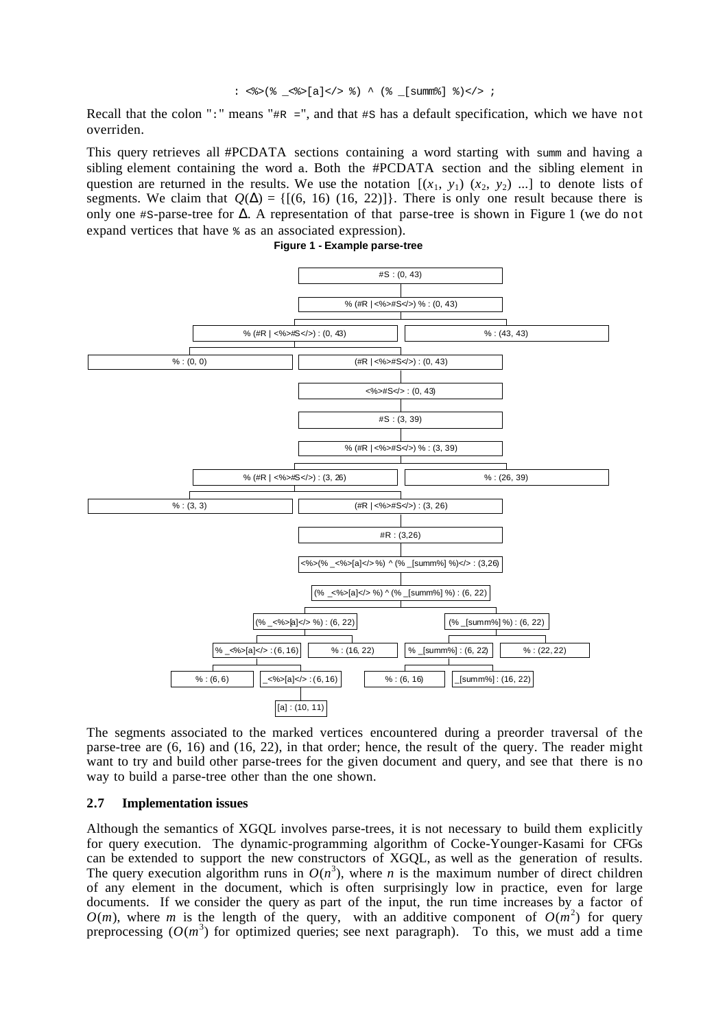```
: <%>(% _<%>[a]</> %) ^ (% _[summ%] %)</> ;
```

Recall that the colon ":" means "#R =", and that #S has a default specification, which we have not overriden.

This query retrieves all #PCDATA sections containing a word starting with summ and having a sibling element containing the word a. Both the #PCDATA section and the sibling element in question are returned in the results. We use the notation $[(x_1, y_1)\ (x_2, y_2)\ ...]$ to denote lists of segments. We claim that $Q(\Delta) = \{[(6, 16)\ (16, 22)]\}$. There is only one result because there is only one #S-parse-tree for Δ. A representation of that parse-tree is shown in Figure 1 (we do not expand vertices that have % as an associated expression).

**Figure 1 - Example parse-tree**

```
#S : (0, 43)
└─ % (#R | <%>#S</>) % : (0, 43)
   ├─ % (#R | <%>#S</>) : (0, 43)
   │  ├─ % : (0, 0)
   │  └─ (#R | <%>#S</>) : (0, 43)
   │     └─ <%>#S</> : (0, 43)
   │        └─ #S : (3, 39)
   │           └─ % (#R | <%>#S</>) % : (3, 39)
   │              ├─ % (#R | <%>#S</>) : (3, 26)
   │              │  ├─ % : (3, 3)
   │              │  └─ (#R | <%>#S</>) : (3, 26)
   │              │     └─ #R : (3,26)
   │              │        └─ <%>(% _<%>[a]</> %) ^ (% _[summ%] %)</> : (3,26)
   │              │           └─ (% _<%>[a]</> %) ^ (% _[summ%] %) : (6, 22)
   │              │              ├─ (% _<%>[a]</> %) : (6, 22)
   │              │              │  ├─ % _<%>[a]</> : (6, 16)
   │              │              │  │  ├─ % : (6, 6)
   │              │              │  │  └─ _<%>[a]</> : (6, 16)
   │              │              │  │     └─ [a] : (10, 11)
   │              │              │  └─ % : (16, 22)
   │              │              └─ (% _[summ%] %) : (6, 22)
   │              │                 ├─ % _[summ%] : (6, 22)
   │              │                 │  ├─ % : (6, 16)
   │              │                 │  └─ _[summ%] : (16, 22)
   │              │                 └─ % : (22, 22)
   │              └─ % : (26, 39)
   └─ % : (43, 43)
```

The segments associated to the marked vertices encountered during a preorder traversal of the parse-tree are (6, 16) and (16, 22), in that order; hence, the result of the query. The reader might want to try and build other parse-trees for the given document and query, and see that there is no way to build a parse-tree other than the one shown.

### 2.7 Implementation issues

Although the semantics of XGQL involves parse-trees, it is not necessary to build them explicitly for query execution. The dynamic-programming algorithm of Cocke-Younger-Kasami for CFGs can be extended to support the new constructors of XGQL, as well as the generation of results. The query execution algorithm runs in $O(n^3)$, where $n$ is the maximum number of direct children of any element in the document, which is often surprisingly low in practice, even for large documents. If we consider the query as part of the input, the run time increases by a factor of $O(m)$, where $m$ is the length of the query, with an additive component of $O(m^2)$ for query preprocessing ($O(m^3)$ for optimized queries; see next paragraph). To this, we must add a time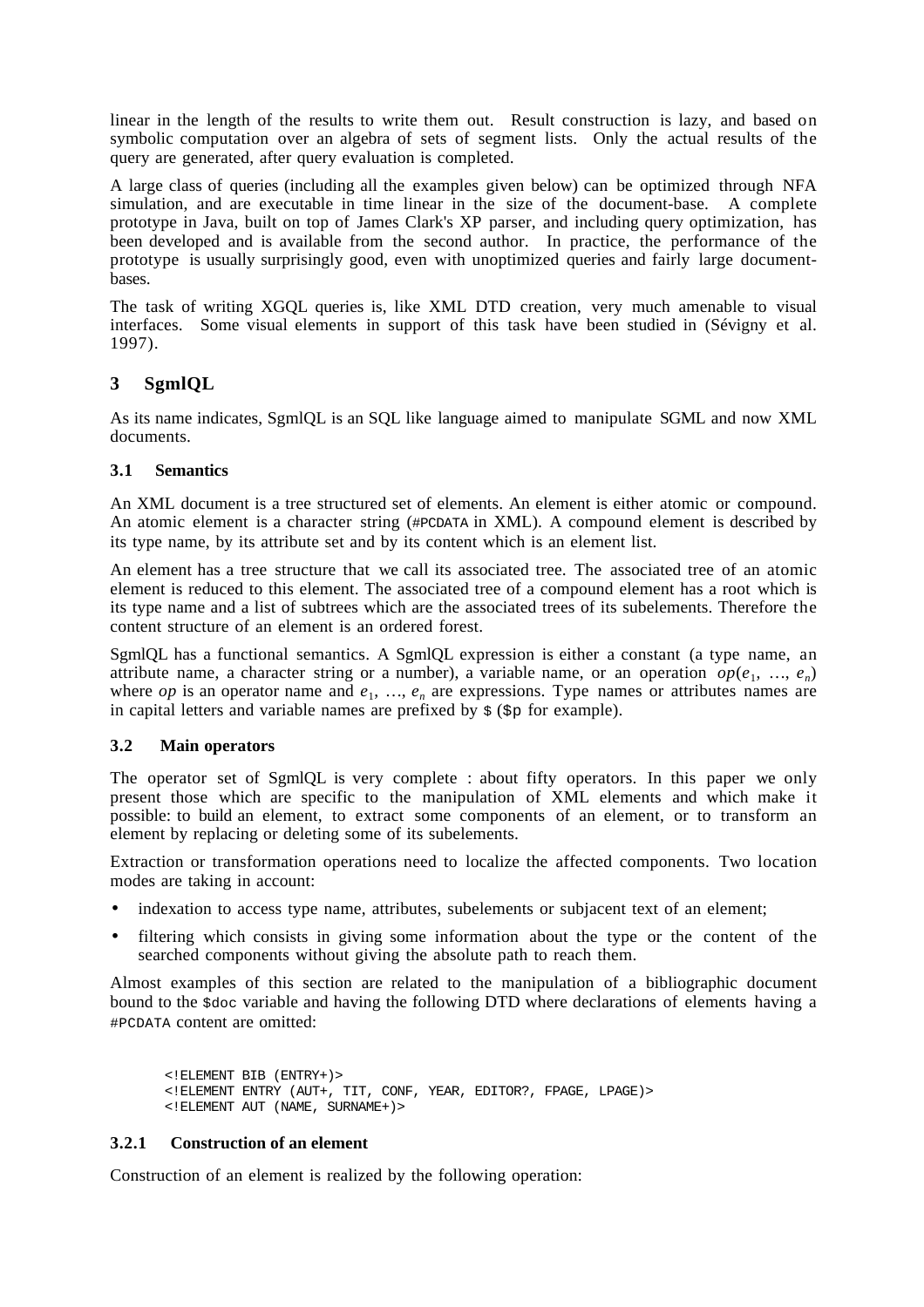linear in the length of the results to write them out. Result construction is lazy, and based on symbolic computation over an algebra of sets of segment lists. Only the actual results of the query are generated, after query evaluation is completed.

A large class of queries (including all the examples given below) can be optimized through NFA simulation, and are executable in time linear in the size of the document-base. A complete prototype in Java, built on top of James Clark's XP parser, and including query optimization, has been developed and is available from the second author. In practice, the performance of the prototype is usually surprisingly good, even with unoptimized queries and fairly large document-bases.

The task of writing XGQL queries is, like XML DTD creation, very much amenable to visual interfaces. Some visual elements in support of this task have been studied in (Sévigny et al. 1997).

## 3 SgmlQL

As its name indicates, SgmlQL is an SQL like language aimed to manipulate SGML and now XML documents.

### 3.1 Semantics

An XML document is a tree structured set of elements. An element is either atomic or compound. An atomic element is a character string (`#PCDATA` in XML). A compound element is described by its type name, by its attribute set and by its content which is an element list.

An element has a tree structure that we call its associated tree. The associated tree of an atomic element is reduced to this element. The associated tree of a compound element has a root which is its type name and a list of subtrees which are the associated trees of its subelements. Therefore the content structure of an element is an ordered forest.

SgmlQL has a functional semantics. A SgmlQL expression is either a constant (a type name, an attribute name, a character string or a number), a variable name, or an operation $op(e_1, \ldots, e_n)$ where *op* is an operator name and $e_1, \ldots, e_n$ are expressions. Type names or attributes names are in capital letters and variable names are prefixed by `$` (`$p` for example).

### 3.2 Main operators

The operator set of SgmlQL is very complete : about fifty operators. In this paper we only present those which are specific to the manipulation of XML elements and which make it possible: to build an element, to extract some components of an element, or to transform an element by replacing or deleting some of its subelements.

Extraction or transformation operations need to localize the affected components. Two location modes are taking in account:

- indexation to access type name, attributes, subelements or subjacent text of an element;
- filtering which consists in giving some information about the type or the content of the searched components without giving the absolute path to reach them.

Almost examples of this section are related to the manipulation of a bibliographic document bound to the `$doc` variable and having the following DTD where declarations of elements having a `#PCDATA` content are omitted:

```
<!ELEMENT BIB (ENTRY+)>
<!ELEMENT ENTRY (AUT+, TIT, CONF, YEAR, EDITOR?, FPAGE, LPAGE)>
<!ELEMENT AUT (NAME, SURNAME+)>
```

#### 3.2.1 Construction of an element

Construction of an element is realized by the following operation: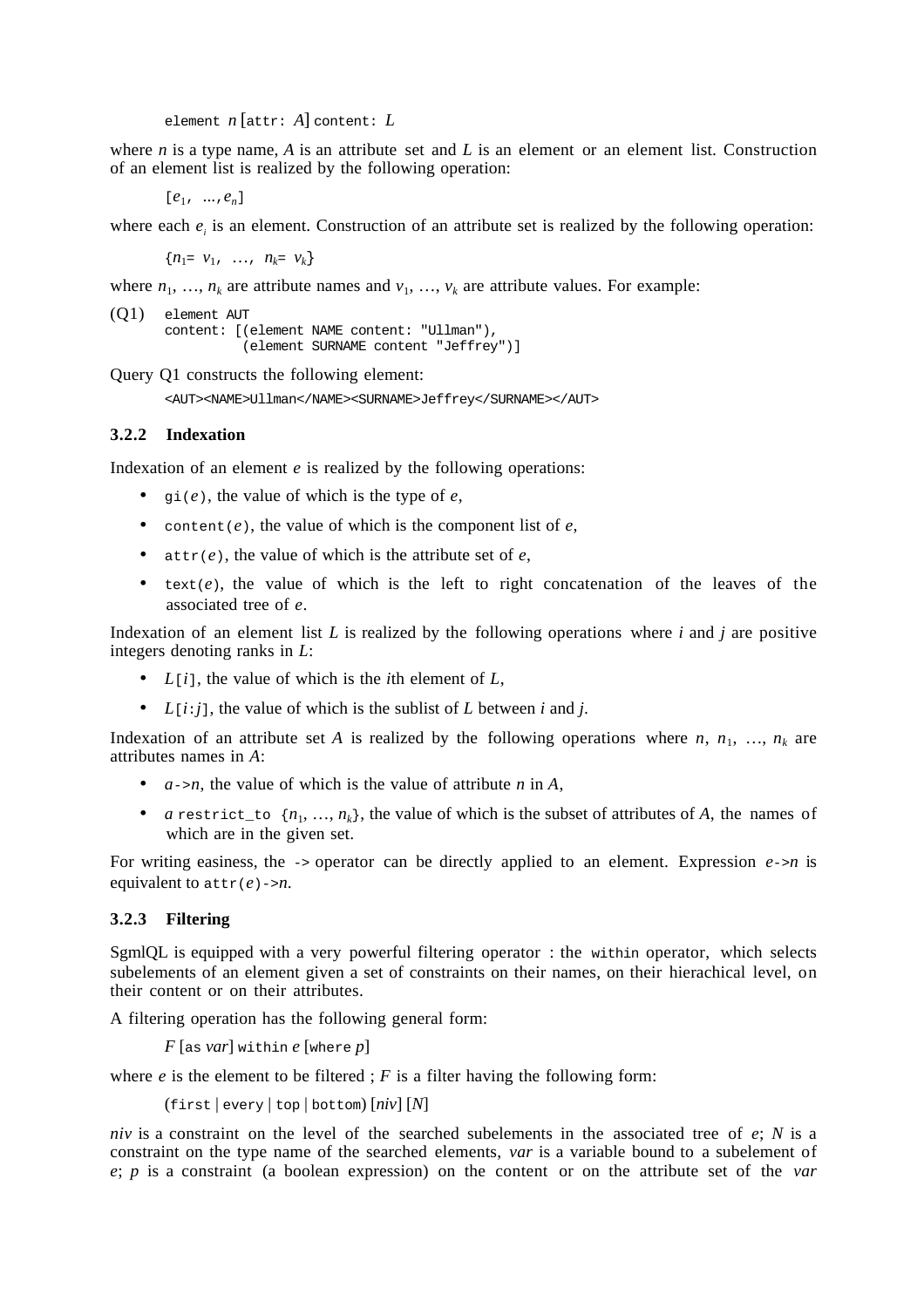element $n$ [attr: $A$] content: $L$

where $n$ is a type name, $A$ is an attribute set and $L$ is an element or an element list. Construction of an element list is realized by the following operation:

$[e_1, \ \ldots, e_n]$

where each $e_i$ is an element. Construction of an attribute set is realized by the following operation:

$\{n_1 = v_1, \ \ldots, \ n_k = v_k\}$

where $n_1, \ldots, n_k$ are attribute names and $v_1, \ldots, v_k$ are attribute values. For example:

(Q1)
```
element AUT
content: [(element NAME content: "Ullman"),
          (element SURNAME content "Jeffrey")]
```

Query Q1 constructs the following element:

```
<AUT><NAME>Ullman</NAME><SURNAME>Jeffrey</SURNAME></AUT>
```

### 3.2.2 Indexation

Indexation of an element $e$ is realized by the following operations:

- gi($e$), the value of which is the type of $e$,
- content($e$), the value of which is the component list of $e$,
- attr($e$), the value of which is the attribute set of $e$,
- text($e$), the value of which is the left to right concatenation of the leaves of the associated tree of $e$.

Indexation of an element list $L$ is realized by the following operations where $i$ and $j$ are positive integers denoting ranks in $L$:

- $L[i]$, the value of which is the $i$th element of $L$,
- $L[i:j]$, the value of which is the sublist of $L$ between $i$ and $j$.

Indexation of an attribute set $A$ is realized by the following operations where $n$, $n_1$, …, $n_k$ are attributes names in $A$:

- $a$->$n$, the value of which is the value of attribute $n$ in $A$,
- $a$ restrict_to $\{n_1, \ldots, n_k\}$, the value of which is the subset of attributes of $A$, the names of which are in the given set.

For writing easiness, the -> operator can be directly applied to an element. Expression $e$->$n$ is equivalent to attr($e$)->$n$.

### 3.2.3 Filtering

SgmlQL is equipped with a very powerful filtering operator : the within operator, which selects subelements of an element given a set of constraints on their names, on their hierachical level, on their content or on their attributes.

A filtering operation has the following general form:

$F$ [as *var*] within $e$ [where $p$]

where $e$ is the element to be filtered ; $F$ is a filter having the following form:

(first | every | top | bottom) [*niv*] [$N$]

*niv* is a constraint on the level of the searched subelements in the associated tree of $e$; $N$ is a constraint on the type name of the searched elements, *var* is a variable bound to a subelement of $e$; $p$ is a constraint (a boolean expression) on the content or on the attribute set of the *var*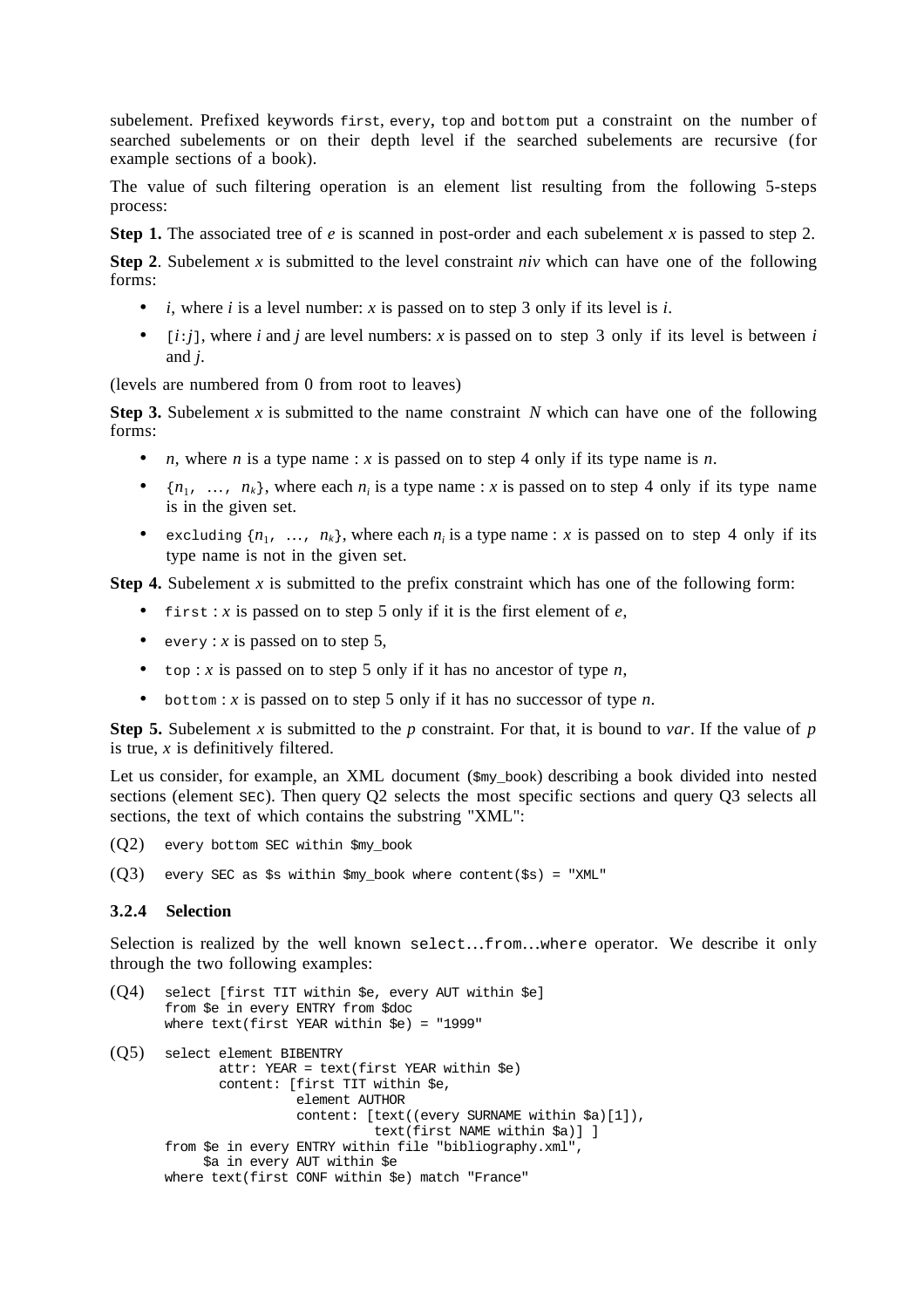subelement. Prefixed keywords `first`, `every`, `top` and `bottom` put a constraint on the number of searched subelements or on their depth level if the searched subelements are recursive (for example sections of a book).

The value of such filtering operation is an element list resulting from the following 5-steps process:

**Step 1.** The associated tree of *e* is scanned in post-order and each subelement *x* is passed to step 2.

**Step 2**. Subelement *x* is submitted to the level constraint *niv* which can have one of the following forms:

- *i*, where *i* is a level number: *x* is passed on to step 3 only if its level is *i*.
- `[`*i*`:`*j*`]`, where *i* and *j* are level numbers: *x* is passed on to step 3 only if its level is between *i* and *j*.

(levels are numbered from 0 from root to leaves)

**Step 3.** Subelement *x* is submitted to the name constraint *N* which can have one of the following forms:

- *n*, where *n* is a type name : *x* is passed on to step 4 only if its type name is *n*.
- `{`$n_1$`, …, `$n_k$`}`, where each $n_i$ is a type name : *x* is passed on to step 4 only if its type name is in the given set.
- `excluding {`$n_1$`, …, `$n_k$`}`, where each $n_i$ is a type name : *x* is passed on to step 4 only if its type name is not in the given set.

**Step 4.** Subelement *x* is submitted to the prefix constraint which has one of the following form:

- `first` : *x* is passed on to step 5 only if it is the first element of *e*,
- `every` : *x* is passed on to step 5,
- `top` : *x* is passed on to step 5 only if it has no ancestor of type *n*,
- `bottom` : *x* is passed on to step 5 only if it has no successor of type *n*.

**Step 5.** Subelement *x* is submitted to the *p* constraint. For that, it is bound to *var*. If the value of *p* is true, *x* is definitively filtered.

Let us consider, for example, an XML document (`$my_book`) describing a book divided into nested sections (element `SEC`). Then query Q2 selects the most specific sections and query Q3 selects all sections, the text of which contains the substring "XML":

(Q2)
```
every bottom SEC within $my_book
```

(Q3)
```
every SEC as $s within $my_book where content($s) = "XML"
```

### 3.2.4 Selection

Selection is realized by the well known `select…from…where` operator. We describe it only through the two following examples:

(Q4)
```
select [first TIT within $e, every AUT within $e]
from $e in every ENTRY from $doc
where text(first YEAR within $e) = "1999"
```

(Q5)
```
select element BIBENTRY
        attr: YEAR = text(first YEAR within $e)
        content: [first TIT within $e,
                    element AUTHOR
                    content: [text((every SURNAME within $a)[1]),
                                text(first NAME within $a)] ]
from $e in every ENTRY within file "bibliography.xml",
     $a in every AUT within $e
where text(first CONF within $e) match "France"
```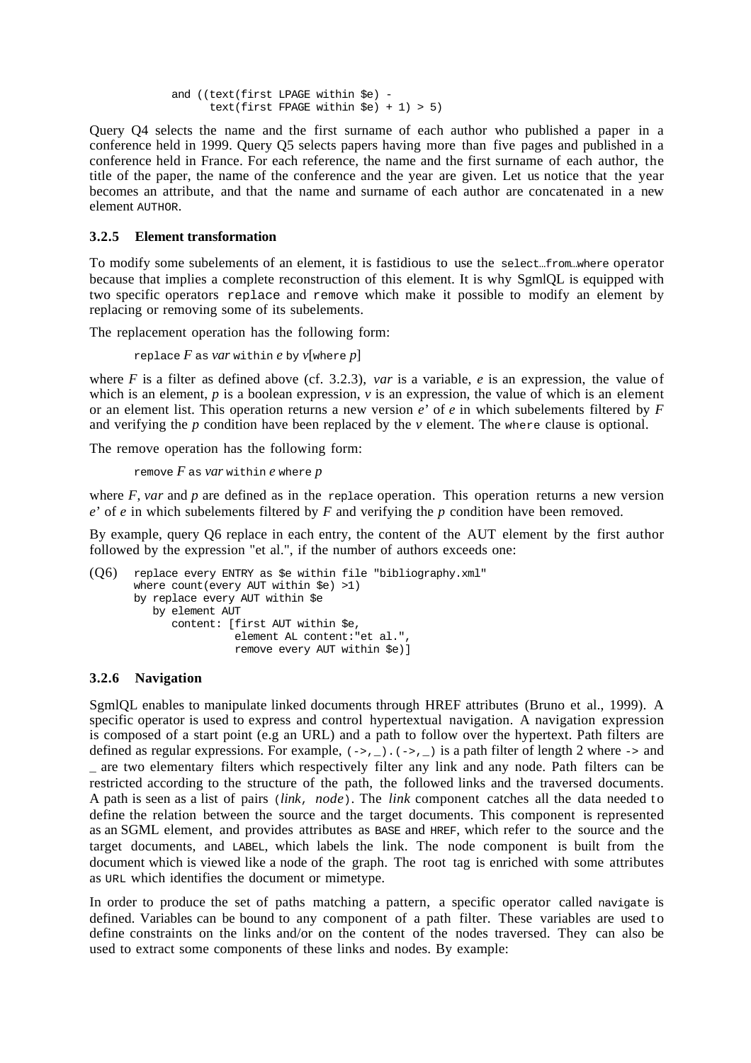```
        and ((text(first LPAGE within $e) -
              text(first FPAGE within $e) + 1) > 5)
```

Query Q4 selects the name and the first surname of each author who published a paper in a conference held in 1999. Query Q5 selects papers having more than five pages and published in a conference held in France. For each reference, the name and the first surname of each author, the title of the paper, the name of the conference and the year are given. Let us notice that the year becomes an attribute, and that the name and surname of each author are concatenated in a new element `AUTHOR`.

### 3.2.5 Element transformation

To modify some subelements of an element, it is fastidious to use the `select…from…where` operator because that implies a complete reconstruction of this element. It is why SgmlQL is equipped with two specific operators `replace` and `remove` which make it possible to modify an element by replacing or removing some of its subelements.

The replacement operation has the following form:

`replace` *F* `as` *var* `within` *e* `by` *v*[`where` *p*]

where *F* is a filter as defined above (cf. 3.2.3), *var* is a variable, *e* is an expression, the value of which is an element, *p* is a boolean expression, *v* is an expression, the value of which is an element or an element list. This operation returns a new version *e'* of *e* in which subelements filtered by *F* and verifying the *p* condition have been replaced by the *v* element. The `where` clause is optional.

The remove operation has the following form:

`remove` *F* `as` *var* `within` *e* `where` *p*

where *F*, *var* and *p* are defined as in the `replace` operation. This operation returns a new version *e'* of *e* in which subelements filtered by *F* and verifying the *p* condition have been removed.

By example, query Q6 replace in each entry, the content of the AUT element by the first author followed by the expression "et al.", if the number of authors exceeds one:

```
(Q6)  replace every ENTRY as $e within file "bibliography.xml"
      where count(every AUT within $e) >1)
      by replace every AUT within $e
         by element AUT
            content: [first AUT within $e,
                      element AL content:"et al.",
                      remove every AUT within $e)]
```

### 3.2.6 Navigation

SgmlQL enables to manipulate linked documents through HREF attributes (Bruno et al., 1999). A specific operator is used to express and control hypertextual navigation. A navigation expression is composed of a start point (e.g an URL) and a path to follow over the hypertext. Path filters are defined as regular expressions. For example, `(->,_).(->,_)` is a path filter of length 2 where `->` and `_` are two elementary filters which respectively filter any link and any node. Path filters can be restricted according to the structure of the path, the followed links and the traversed documents. A path is seen as a list of pairs (*link*, *node*). The *link* component catches all the data needed to define the relation between the source and the target documents. This component is represented as an SGML element, and provides attributes as `BASE` and `HREF`, which refer to the source and the target documents, and `LABEL`, which labels the link. The node component is built from the document which is viewed like a node of the graph. The root tag is enriched with some attributes as `URL` which identifies the document or mimetype.

In order to produce the set of paths matching a pattern, a specific operator called `navigate` is defined. Variables can be bound to any component of a path filter. These variables are used to define constraints on the links and/or on the content of the nodes traversed. They can also be used to extract some components of these links and nodes. By example: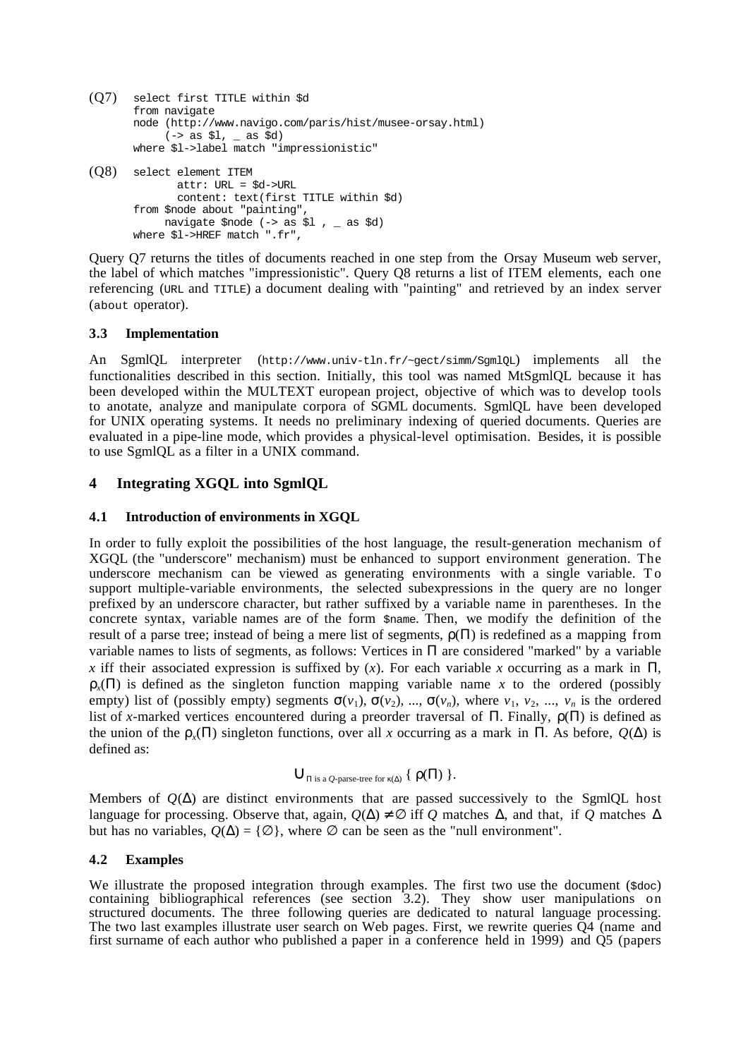(Q7)
```
select first TITLE within $d
from navigate
node (http://www.navigo.com/paris/hist/musee-orsay.html)
     (-> as $l, _ as $d)
where $l->label match "impressionistic"
```

(Q8)
```
select element ITEM
        attr: URL = $d->URL
        content: text(first TITLE within $d)
from $node about "painting",
     navigate $node (-> as $l , _ as $d)
where $l->HREF match ".fr",
```

Query Q7 returns the titles of documents reached in one step from the Orsay Museum web server, the label of which matches "impressionistic". Query Q8 returns a list of ITEM elements, each one referencing (URL and TITLE) a document dealing with "painting" and retrieved by an index server (about operator).

### 3.3 Implementation

An SgmlQL interpreter (http://www.univ-tln.fr/~gect/simm/SgmlQL) implements all the functionalities described in this section. Initially, this tool was named MtSgmlQL because it has been developed within the MULTEXT european project, objective of which was to develop tools to anotate, analyze and manipulate corpora of SGML documents. SgmlQL have been developed for UNIX operating systems. It needs no preliminary indexing of queried documents. Queries are evaluated in a pipe-line mode, which provides a physical-level optimisation. Besides, it is possible to use SgmlQL as a filter in a UNIX command.

## 4 Integrating XGQL into SgmlQL

### 4.1 Introduction of environments in XGQL

In order to fully exploit the possibilities of the host language, the result-generation mechanism of XGQL (the "underscore" mechanism) must be enhanced to support environment generation. The underscore mechanism can be viewed as generating environments with a single variable. To support multiple-variable environments, the selected subexpressions in the query are no longer prefixed by an underscore character, but rather suffixed by a variable name in parentheses. In the concrete syntax, variable names are of the form $name. Then, we modify the definition of the result of a parse tree; instead of being a mere list of segments, $\rho(\Pi)$ is redefined as a mapping from variable names to lists of segments, as follows: Vertices in $\Pi$ are considered "marked" by a variable $x$ iff their associated expression is suffixed by ($x$). For each variable $x$ occurring as a mark in $\Pi$, $\rho_x(\Pi)$ is defined as the singleton function mapping variable name $x$ to the ordered (possibly empty) list of (possibly empty) segments $\sigma(v_1)$, $\sigma(v_2)$, ..., $\sigma(v_n)$, where $v_1$, $v_2$, ..., $v_n$ is the ordered list of $x$-marked vertices encountered during a preorder traversal of $\Pi$. Finally, $\rho(\Pi)$ is defined as the union of the $\rho_x(\Pi)$ singleton functions, over all $x$ occurring as a mark in $\Pi$. As before, $Q(\Delta)$ is defined as:

$$\bigcup_{\Pi \text{ is a } Q\text{-parse-tree for } \kappa(\Delta)} \{ \rho(\Pi) \}.$$

Members of $Q(\Delta)$ are distinct environments that are passed successively to the SgmlQL host language for processing. Observe that, again, $Q(\Delta) \neq \emptyset$ iff $Q$ matches $\Delta$, and that, if $Q$ matches $\Delta$ but has no variables, $Q(\Delta) = \{\emptyset\}$, where $\emptyset$ can be seen as the "null environment".

### 4.2 Examples

We illustrate the proposed integration through examples. The first two use the document ($doc) containing bibliographical references (see section 3.2). They show user manipulations on structured documents. The three following queries are dedicated to natural language processing. The two last examples illustrate user search on Web pages. First, we rewrite queries Q4 (name and first surname of each author who published a paper in a conference held in 1999) and Q5 (papers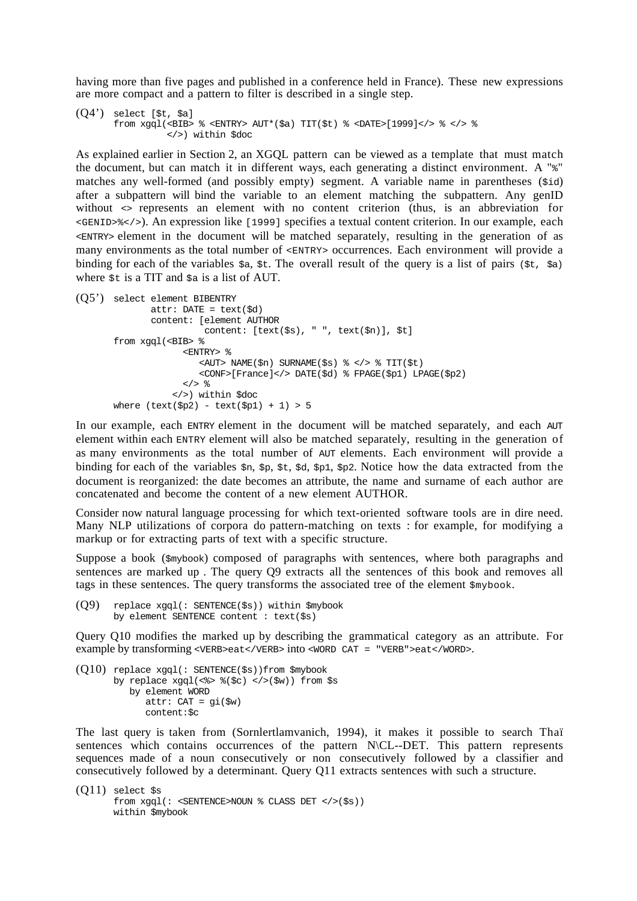having more than five pages and published in a conference held in France). These new expressions are more compact and a pattern to filter is described in a single step.

```
(Q4')  select [$t, $a]
       from xgql(<BIB> % <ENTRY> AUT*($a) TIT($t) % <DATE>[1999]</> % </> %
                </>) within $doc
```

As explained earlier in Section 2, an XGQL pattern can be viewed as a template that must match the document, but can match it in different ways, each generating a distinct environment. A "%" matches any well-formed (and possibly empty) segment. A variable name in parentheses (`$id`) after a subpattern will bind the variable to an element matching the subpattern. Any genID without <> represents an element with no content criterion (thus, is an abbreviation for `<GENID>%</>`). An expression like `[1999]` specifies a textual content criterion. In our example, each `<ENTRY>` element in the document will be matched separately, resulting in the generation of as many environments as the total number of `<ENTRY>` occurrences. Each environment will provide a binding for each of the variables `$a`, `$t`. The overall result of the query is a list of pairs `($t, $a)` where `$t` is a TIT and `$a` is a list of AUT.

```
(Q5')  select element BIBENTRY
             attr: DATE = text($d)
             content: [element AUTHOR
                        content: [text($s), " ", text($n)], $t]
       from xgql(<BIB> %
                   <ENTRY> %
                      <AUT> NAME($n) SURNAME($s) % </> % TIT($t)
                      <CONF>[France]</> DATE($d) % FPAGE($p1) LPAGE($p2)
                   </> %
                 </>) within $doc
       where (text($p2) - text($p1) + 1) > 5
```

In our example, each ENTRY element in the document will be matched separately, and each AUT element within each ENTRY element will also be matched separately, resulting in the generation of as many environments as the total number of AUT elements. Each environment will provide a binding for each of the variables `$n`, `$p`, `$t`, `$d`, `$p1`, `$p2`. Notice how the data extracted from the document is reorganized: the date becomes an attribute, the name and surname of each author are concatenated and become the content of a new element AUTHOR.

Consider now natural language processing for which text-oriented software tools are in dire need. Many NLP utilizations of corpora do pattern-matching on texts : for example, for modifying a markup or for extracting parts of text with a specific structure.

Suppose a book (`$mybook`) composed of paragraphs with sentences, where both paragraphs and sentences are marked up . The query Q9 extracts all the sentences of this book and removes all tags in these sentences. The query transforms the associated tree of the element `$mybook`.

```
(Q9)   replace xgql(: SENTENCE($s)) within $mybook
       by element SENTENCE content : text($s)
```

Query Q10 modifies the marked up by describing the grammatical category as an attribute. For example by transforming `<VERB>eat</VERB>` into `<WORD CAT = "VERB">eat</WORD>`.

```
(Q10)  replace xgql(: SENTENCE($s))from $mybook
       by replace xgql(<%> %($c) </>($w)) from $s
          by element WORD
             attr: CAT = gi($w)
             content:$c
```

The last query is taken from (Sornlertlamvanich, 1994), it makes it possible to search Thaï sentences which contains occurrences of the pattern N\CL--DET. This pattern represents sequences made of a noun consecutively or non consecutively followed by a classifier and consecutively followed by a determinant. Query Q11 extracts sentences with such a structure.

```
(Q11)  select $s
       from xgql(: <SENTENCE>NOUN % CLASS DET </>($s))
       within $mybook
```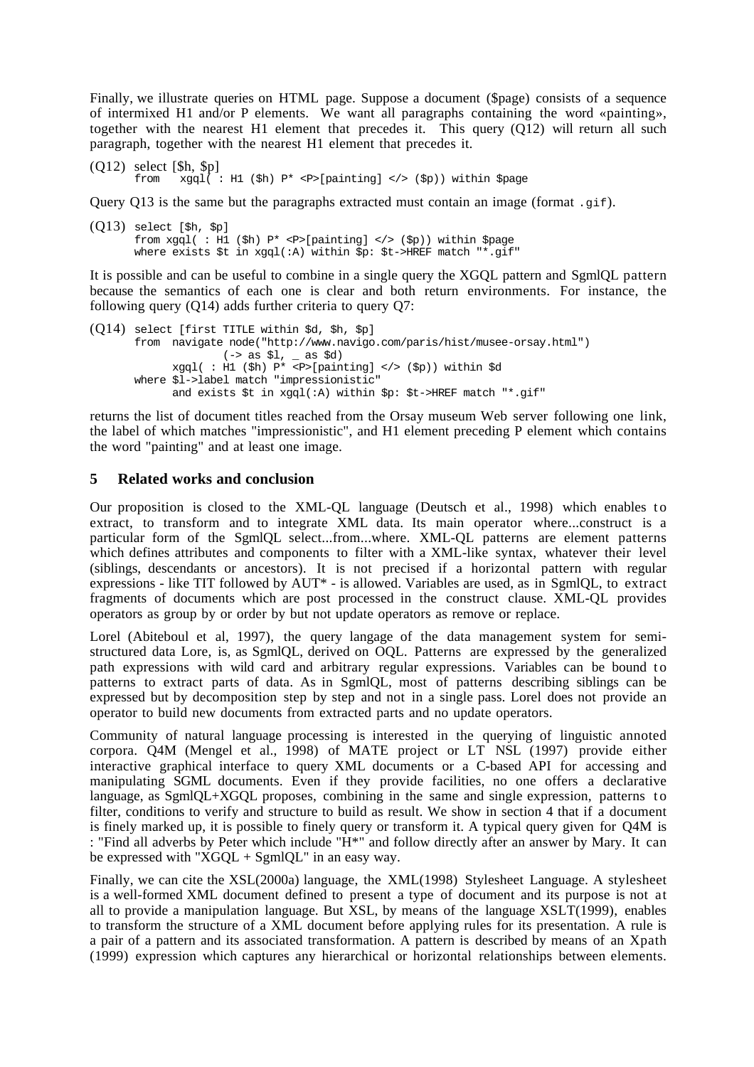Finally, we illustrate queries on HTML page. Suppose a document ($page) consists of a sequence of intermixed H1 and/or P elements. We want all paragraphs containing the word «painting», together with the nearest H1 element that precedes it. This query (Q12) will return all such paragraph, together with the nearest H1 element that precedes it.

```
(Q12) select [$h, $p]
      from   xgql( : H1 ($h) P* <P>[painting] </> ($p)) within $page
```

Query Q13 is the same but the paragraphs extracted must contain an image (format `.gif`).

```
(Q13) select [$h, $p]
      from xgql( : H1 ($h) P* <P>[painting] </> ($p)) within $page
      where exists $t in xgql(:A) within $p: $t->HREF match "*.gif"
```

It is possible and can be useful to combine in a single query the XGQL pattern and SgmlQL pattern because the semantics of each one is clear and both return environments. For instance, the following query (Q14) adds further criteria to query Q7:

```
(Q14) select [first TITLE within $d, $h, $p]
      from  navigate node("http://www.navigo.com/paris/hist/musee-orsay.html")
                    (-> as $l, _ as $d)
            xgql( : H1 ($h) P* <P>[painting] </> ($p)) within $d
      where $l->label match "impressionistic"
            and exists $t in xgql(:A) within $p: $t->HREF match "*.gif"
```

returns the list of document titles reached from the Orsay museum Web server following one link, the label of which matches "impressionistic", and H1 element preceding P element which contains the word "painting" and at least one image.

## 5 Related works and conclusion

Our proposition is closed to the XML-QL language (Deutsch et al., 1998) which enables to extract, to transform and to integrate XML data. Its main operator where...construct is a particular form of the SgmlQL select...from...where. XML-QL patterns are element patterns which defines attributes and components to filter with a XML-like syntax, whatever their level (siblings, descendants or ancestors). It is not precised if a horizontal pattern with regular expressions - like TIT followed by AUT* - is allowed. Variables are used, as in SgmlQL, to extract fragments of documents which are post processed in the construct clause. XML-QL provides operators as group by or order by but not update operators as remove or replace.

Lorel (Abiteboul et al, 1997), the query langage of the data management system for semi-structured data Lore, is, as SgmlQL, derived on OQL. Patterns are expressed by the generalized path expressions with wild card and arbitrary regular expressions. Variables can be bound to patterns to extract parts of data. As in SgmlQL, most of patterns describing siblings can be expressed but by decomposition step by step and not in a single pass. Lorel does not provide an operator to build new documents from extracted parts and no update operators.

Community of natural language processing is interested in the querying of linguistic annoted corpora. Q4M (Mengel et al., 1998) of MATE project or LT NSL (1997) provide either interactive graphical interface to query XML documents or a C-based API for accessing and manipulating SGML documents. Even if they provide facilities, no one offers a declarative language, as SgmlQL+XGQL proposes, combining in the same and single expression, patterns to filter, conditions to verify and structure to build as result. We show in section 4 that if a document is finely marked up, it is possible to finely query or transform it. A typical query given for Q4M is : "Find all adverbs by Peter which include "H*" and follow directly after an answer by Mary. It can be expressed with "XGQL + SgmlQL" in an easy way.

Finally, we can cite the XSL(2000a) language, the XML(1998) Stylesheet Language. A stylesheet is a well-formed XML document defined to present a type of document and its purpose is not at all to provide a manipulation language. But XSL, by means of the language XSLT(1999), enables to transform the structure of a XML document before applying rules for its presentation. A rule is a pair of a pattern and its associated transformation. A pattern is described by means of an Xpath (1999) expression which captures any hierarchical or horizontal relationships between elements.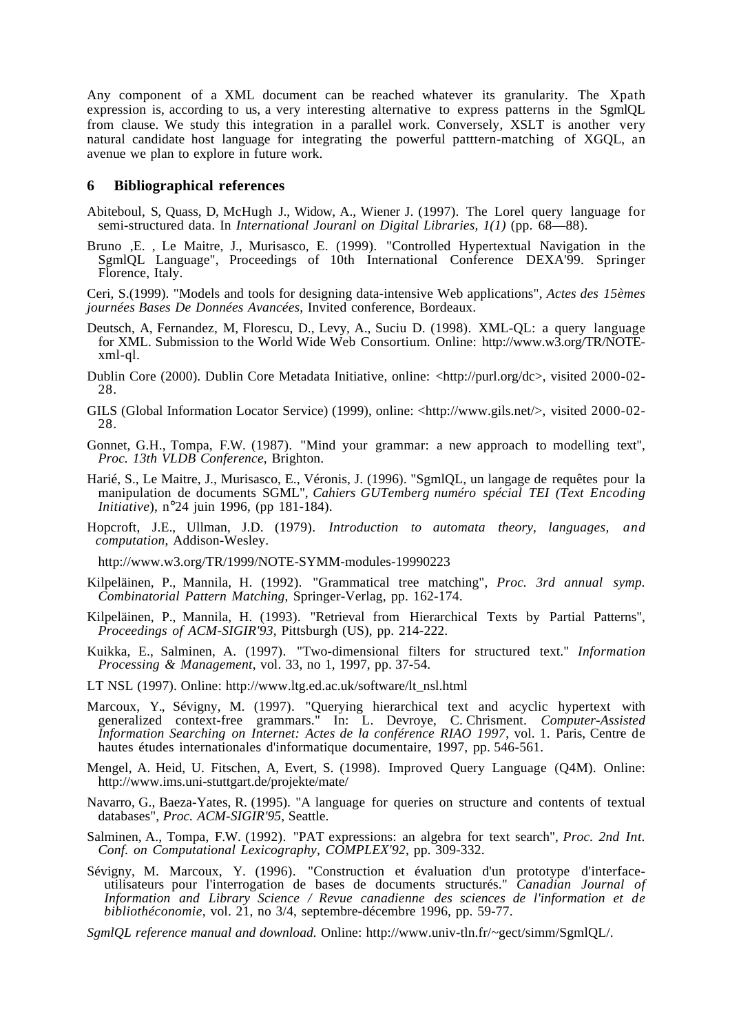Any component of a XML document can be reached whatever its granularity. The Xpath expression is, according to us, a very interesting alternative to express patterns in the SgmlQL from clause. We study this integration in a parallel work. Conversely, XSLT is another very natural candidate host language for integrating the powerful patttern-matching of XGQL, an avenue we plan to explore in future work.

## 6 Bibliographical references

Abiteboul, S, Quass, D, McHugh J., Widow, A., Wiener J. (1997). The Lorel query language for semi-structured data. In *International Jouranl on Digital Libraries, 1(1)* (pp. 68—88).

Bruno ,E. , Le Maitre, J., Murisasco, E. (1999). "Controlled Hypertextual Navigation in the SgmlQL Language", Proceedings of 10th International Conference DEXA'99. Springer Florence, Italy.

Ceri, S.(1999). "Models and tools for designing data-intensive Web applications", *Actes des 15èmes journées Bases De Données Avancées*, Invited conference, Bordeaux.

Deutsch, A, Fernandez, M, Florescu, D., Levy, A., Suciu D. (1998). XML-QL: a query language for XML. Submission to the World Wide Web Consortium. Online: http://www.w3.org/TR/NOTE-xml-ql.

Dublin Core (2000). Dublin Core Metadata Initiative, online: <http://purl.org/dc>, visited 2000-02-28.

GILS (Global Information Locator Service) (1999), online: <http://www.gils.net/>, visited 2000-02-28.

Gonnet, G.H., Tompa, F.W. (1987). "Mind your grammar: a new approach to modelling text", *Proc. 13th VLDB Conference*, Brighton.

Harié, S., Le Maitre, J., Murisasco, E., Véronis, J. (1996). "SgmlQL, un langage de requêtes pour la manipulation de documents SGML", *Cahiers GUTemberg numéro spécial TEI (Text Encoding Initiative*), n°24 juin 1996, (pp 181-184).

Hopcroft, J.E., Ullman, J.D. (1979). *Introduction to automata theory, languages, and computation*, Addison-Wesley.

http://www.w3.org/TR/1999/NOTE-SYMM-modules-19990223

Kilpeläinen, P., Mannila, H. (1992). "Grammatical tree matching", *Proc. 3rd annual symp. Combinatorial Pattern Matching*, Springer-Verlag, pp. 162-174.

Kilpeläinen, P., Mannila, H. (1993). "Retrieval from Hierarchical Texts by Partial Patterns", *Proceedings of ACM-SIGIR'93*, Pittsburgh (US), pp. 214-222.

Kuikka, E., Salminen, A. (1997). "Two-dimensional filters for structured text." *Information Processing & Management*, vol. 33, no 1, 1997, pp. 37-54.

LT NSL (1997). Online: http://www.ltg.ed.ac.uk/software/lt_nsl.html

Marcoux, Y., Sévigny, M. (1997). "Querying hierarchical text and acyclic hypertext with generalized context-free grammars." In: L. Devroye, C. Chrisment. *Computer-Assisted Information Searching on Internet: Actes de la conférence RIAO 1997*, vol. 1. Paris, Centre de hautes études internationales d'informatique documentaire, 1997, pp. 546-561.

Mengel, A. Heid, U. Fitschen, A, Evert, S. (1998). Improved Query Language (Q4M). Online: http://www.ims.uni-stuttgart.de/projekte/mate/

Navarro, G., Baeza-Yates, R. (1995). "A language for queries on structure and contents of textual databases", *Proc. ACM-SIGIR'95*, Seattle.

Salminen, A., Tompa, F.W. (1992). "PAT expressions: an algebra for text search", *Proc. 2nd Int. Conf. on Computational Lexicography, COMPLEX'92*, pp. 309-332.

Sévigny, M. Marcoux, Y. (1996). "Construction et évaluation d'un prototype d'interface-utilisateurs pour l'interrogation de bases de documents structurés." *Canadian Journal of Information and Library Science / Revue canadienne des sciences de l'information et de bibliothéconomie*, vol. 21, no 3/4, septembre-décembre 1996, pp. 59-77.

*SgmlQL reference manual and download.* Online: http://www.univ-tln.fr/~gect/simm/SgmlQL/.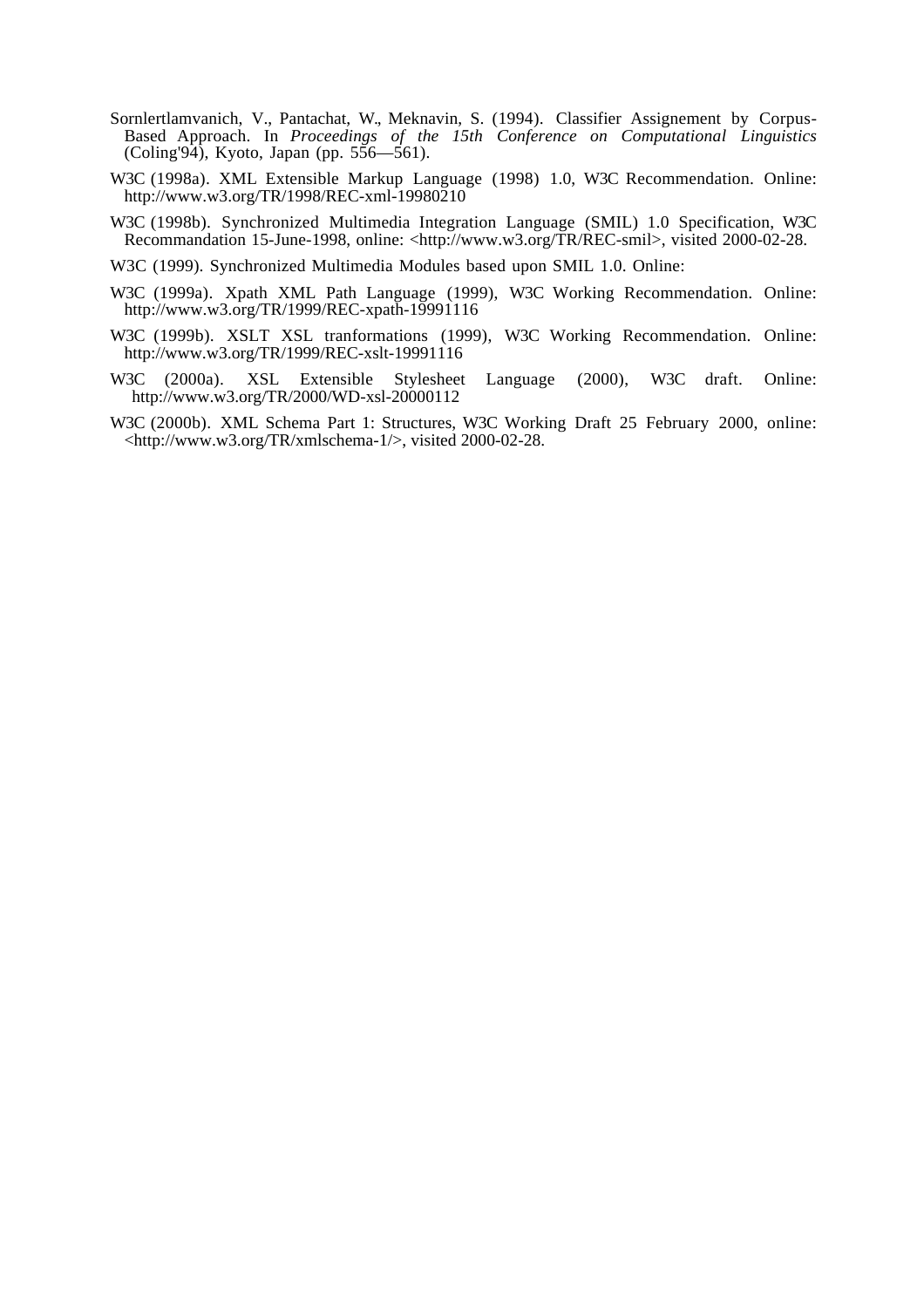Sornlertlamvanich, V., Pantachat, W., Meknavin, S. (1994). Classifier Assignement by Corpus-Based Approach. In *Proceedings of the 15th Conference on Computational Linguistics* (Coling'94), Kyoto, Japan (pp. 556—561).

W3C (1998a). XML Extensible Markup Language (1998) 1.0, W3C Recommendation. Online: http://www.w3.org/TR/1998/REC-xml-19980210

W3C (1998b). Synchronized Multimedia Integration Language (SMIL) 1.0 Specification, W3C Recommandation 15-June-1998, online: <http://www.w3.org/TR/REC-smil>, visited 2000-02-28.

W3C (1999). Synchronized Multimedia Modules based upon SMIL 1.0. Online:

W3C (1999a). Xpath XML Path Language (1999), W3C Working Recommendation. Online: http://www.w3.org/TR/1999/REC-xpath-19991116

W3C (1999b). XSLT XSL tranformations (1999), W3C Working Recommendation. Online: http://www.w3.org/TR/1999/REC-xslt-19991116

W3C (2000a). XSL Extensible Stylesheet Language (2000), W3C draft. Online: http://www.w3.org/TR/2000/WD-xsl-20000112

W3C (2000b). XML Schema Part 1: Structures, W3C Working Draft 25 February 2000, online: <http://www.w3.org/TR/xmlschema-1/>, visited 2000-02-28.